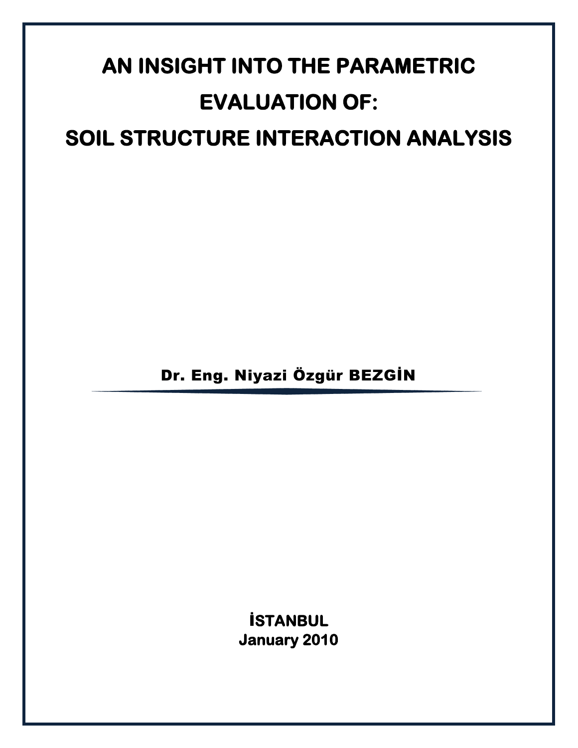# AN INSIGHT INTO THE PARAMETRIC EVALUATION OF: SOIL STRUCTURE INTERACTION ANALYSIS

**Dr. Eng. Niyazi Özgür BEZGİN**

**İSTANBUL**
**January 2010**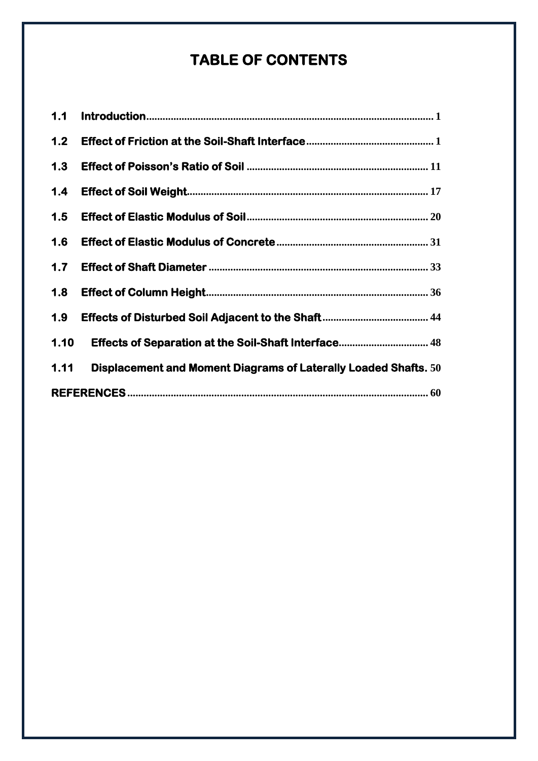# TABLE OF CONTENTS

| | | |
|---|---|---|
| **1.1** | **Introduction** | 1 |
| **1.2** | **Effect of Friction at the Soil-Shaft Interface** | 1 |
| **1.3** | **Effect of Poisson's Ratio of Soil** | 11 |
| **1.4** | **Effect of Soil Weight** | 17 |
| **1.5** | **Effect of Elastic Modulus of Soil** | 20 |
| **1.6** | **Effect of Elastic Modulus of Concrete** | 31 |
| **1.7** | **Effect of Shaft Diameter** | 33 |
| **1.8** | **Effect of Column Height** | 36 |
| **1.9** | **Effects of Disturbed Soil Adjacent to the Shaft** | 44 |
| **1.10** | **Effects of Separation at the Soil-Shaft Interface** | 48 |
| **1.11** | **Displacement and Moment Diagrams of Laterally Loaded Shafts** | 50 |
| **REFERENCES** | | 60 |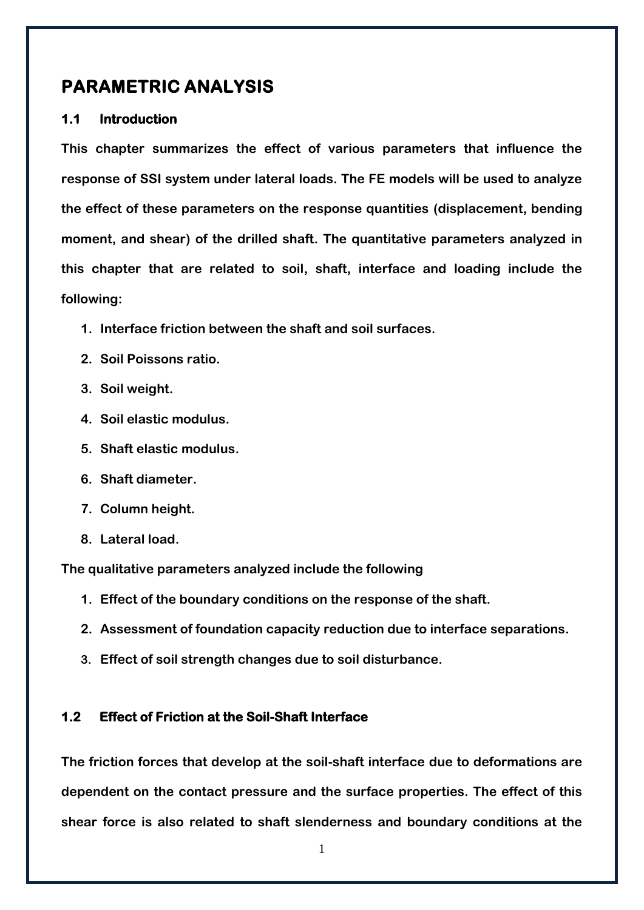# PARAMETRIC ANALYSIS

## 1.1 Introduction

This chapter summarizes the effect of various parameters that influence the response of SSI system under lateral loads. The FE models will be used to analyze the effect of these parameters on the response quantities (displacement, bending moment, and shear) of the drilled shaft. The quantitative parameters analyzed in this chapter that are related to soil, shaft, interface and loading include the following:

1. Interface friction between the shaft and soil surfaces.
2. Soil Poissons ratio.
3. Soil weight.
4. Soil elastic modulus.
5. Shaft elastic modulus.
6. Shaft diameter.
7. Column height.
8. Lateral load.

The qualitative parameters analyzed include the following

1. Effect of the boundary conditions on the response of the shaft.
2. Assessment of foundation capacity reduction due to interface separations.
3. Effect of soil strength changes due to soil disturbance.

## 1.2 Effect of Friction at the Soil-Shaft Interface

The friction forces that develop at the soil-shaft interface due to deformations are dependent on the contact pressure and the surface properties. The effect of this shear force is also related to shaft slenderness and boundary conditions at the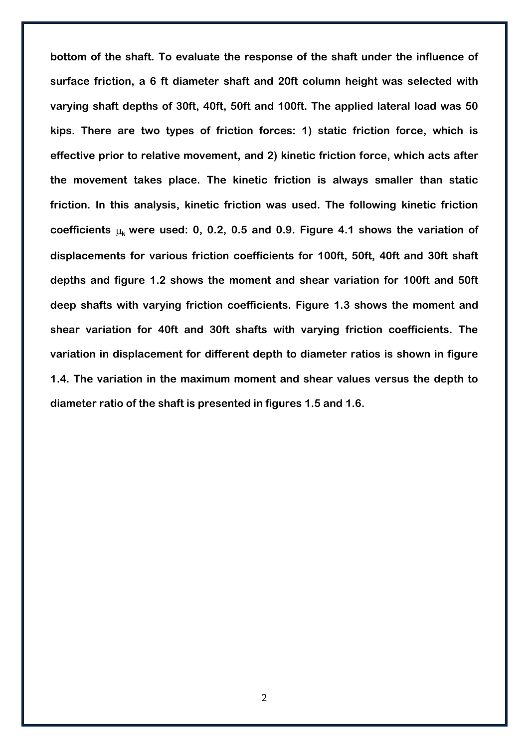**bottom of the shaft. To evaluate the response of the shaft under the influence of surface friction, a 6 ft diameter shaft and 20ft column height was selected with varying shaft depths of 30ft, 40ft, 50ft and 100ft. The applied lateral load was 50 kips. There are two types of friction forces: 1) static friction force, which is effective prior to relative movement, and 2) kinetic friction force, which acts after the movement takes place. The kinetic friction is always smaller than static friction. In this analysis, kinetic friction was used. The following kinetic friction coefficients $\mu_k$ were used: 0, 0.2, 0.5 and 0.9. Figure 4.1 shows the variation of displacements for various friction coefficients for 100ft, 50ft, 40ft and 30ft shaft depths and figure 1.2 shows the moment and shear variation for 100ft and 50ft deep shafts with varying friction coefficients. Figure 1.3 shows the moment and shear variation for 40ft and 30ft shafts with varying friction coefficients. The variation in displacement for different depth to diameter ratios is shown in figure 1.4. The variation in the maximum moment and shear values versus the depth to diameter ratio of the shaft is presented in figures 1.5 and 1.6.**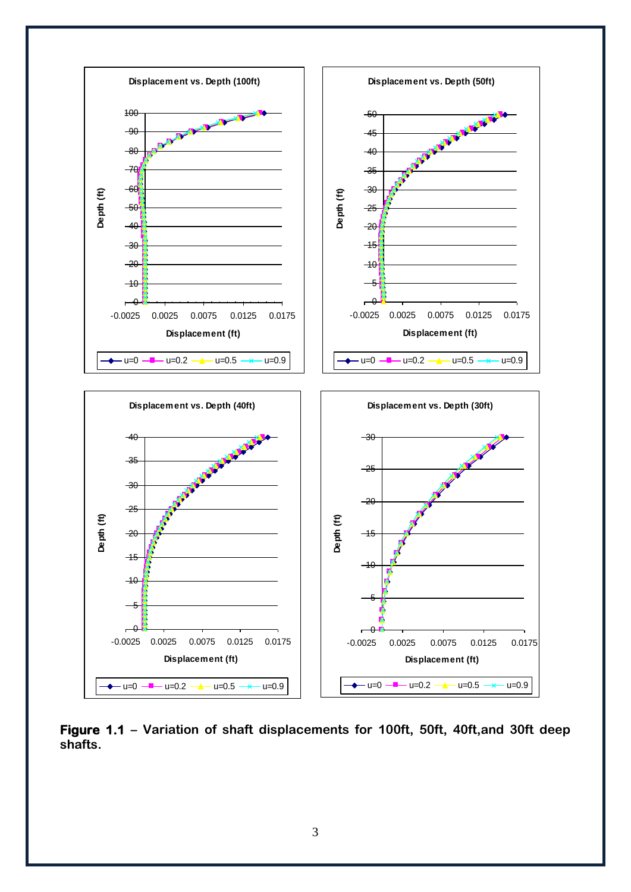**Figure 1.1** – Variation of shaft displacements for 100ft, 50ft, 40ft,and 30ft deep shafts.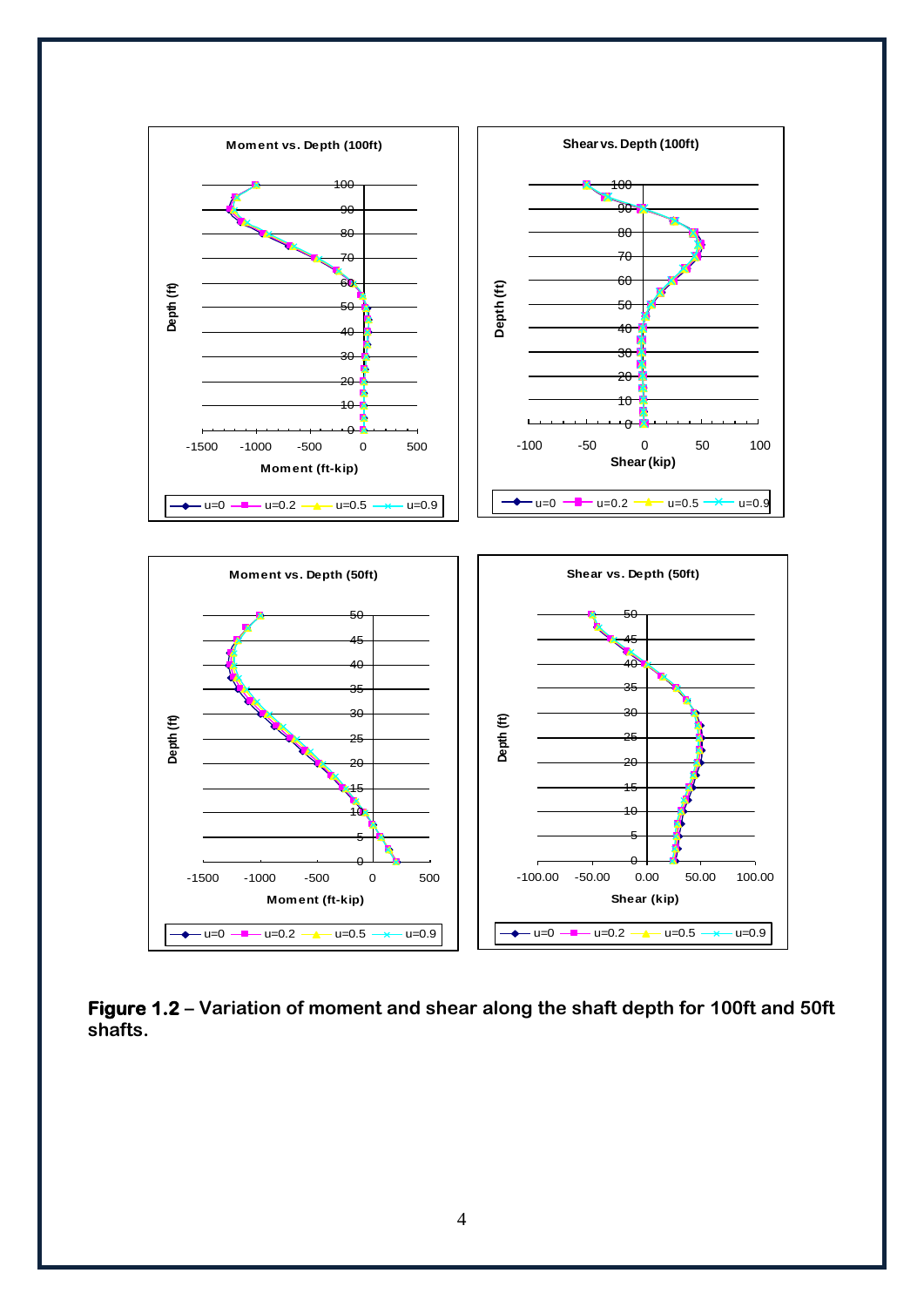**Figure 1.2** – **Variation of moment and shear along the shaft depth for 100ft and 50ft shafts.**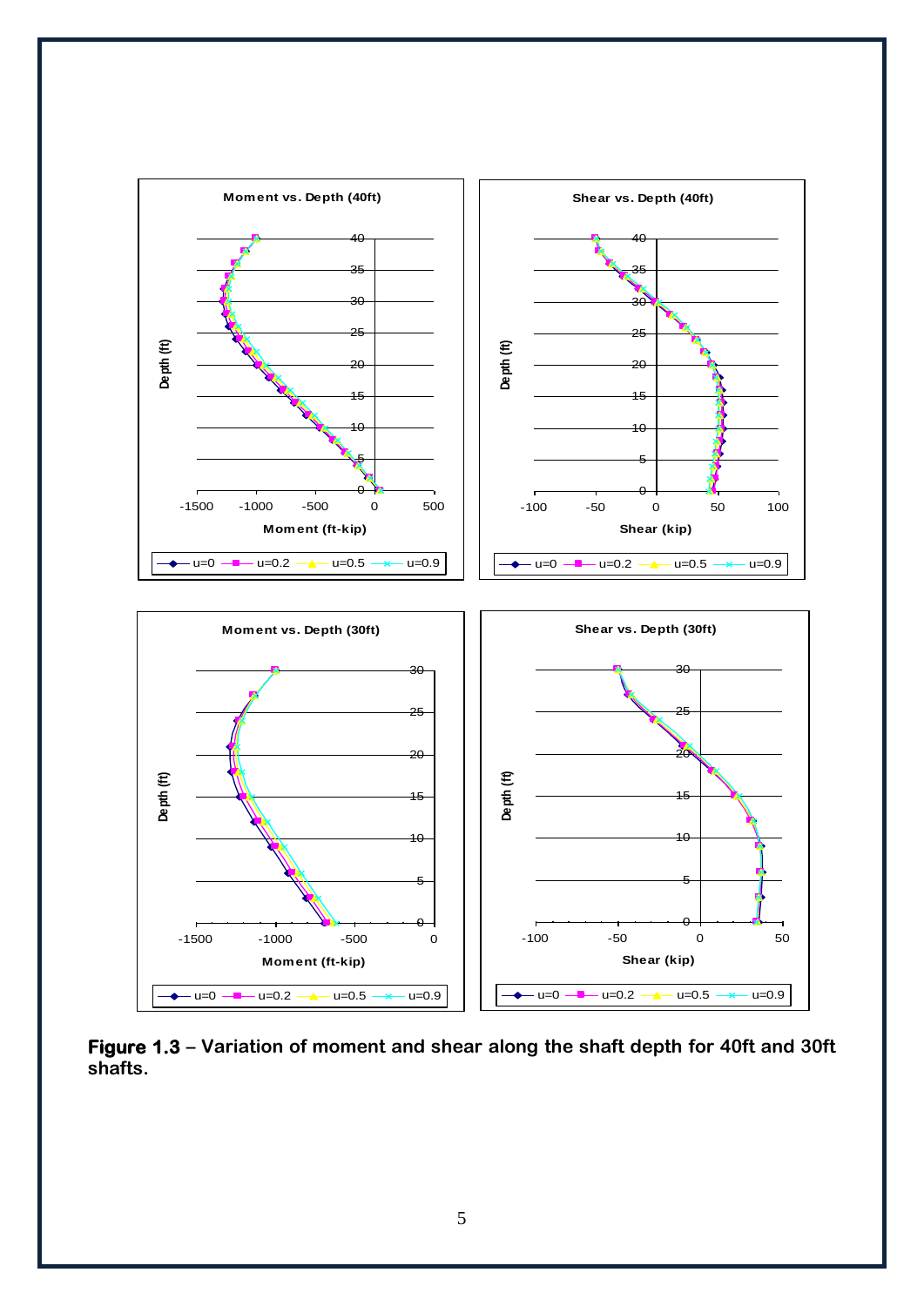**Figure 1.3** – Variation of moment and shear along the shaft depth for 40ft and 30ft shafts.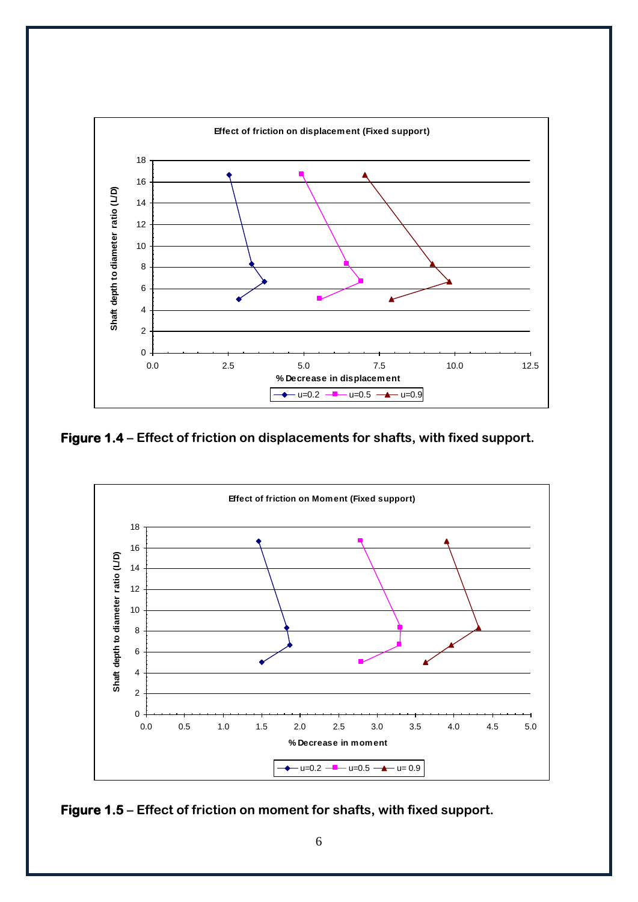**Figure 1.4** – Effect of friction on displacements for shafts, with fixed support.

**Figure 1.5** – Effect of friction on moment for shafts, with fixed support.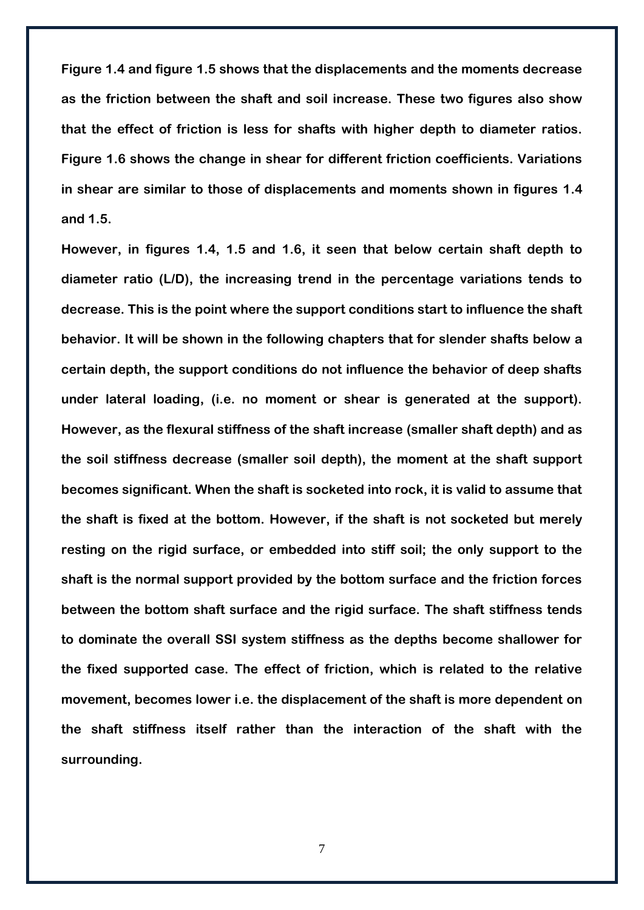Figure 1.4 and figure 1.5 shows that the displacements and the moments decrease as the friction between the shaft and soil increase. These two figures also show that the effect of friction is less for shafts with higher depth to diameter ratios. Figure 1.6 shows the change in shear for different friction coefficients. Variations in shear are similar to those of displacements and moments shown in figures 1.4 and 1.5.

However, in figures 1.4, 1.5 and 1.6, it seen that below certain shaft depth to diameter ratio (L/D), the increasing trend in the percentage variations tends to decrease. This is the point where the support conditions start to influence the shaft behavior. It will be shown in the following chapters that for slender shafts below a certain depth, the support conditions do not influence the behavior of deep shafts under lateral loading, (i.e. no moment or shear is generated at the support). However, as the flexural stiffness of the shaft increase (smaller shaft depth) and as the soil stiffness decrease (smaller soil depth), the moment at the shaft support becomes significant. When the shaft is socketed into rock, it is valid to assume that the shaft is fixed at the bottom. However, if the shaft is not socketed but merely resting on the rigid surface, or embedded into stiff soil; the only support to the shaft is the normal support provided by the bottom surface and the friction forces between the bottom shaft surface and the rigid surface. The shaft stiffness tends to dominate the overall SSI system stiffness as the depths become shallower for the fixed supported case. The effect of friction, which is related to the relative movement, becomes lower i.e. the displacement of the shaft is more dependent on the shaft stiffness itself rather than the interaction of the shaft with the surrounding.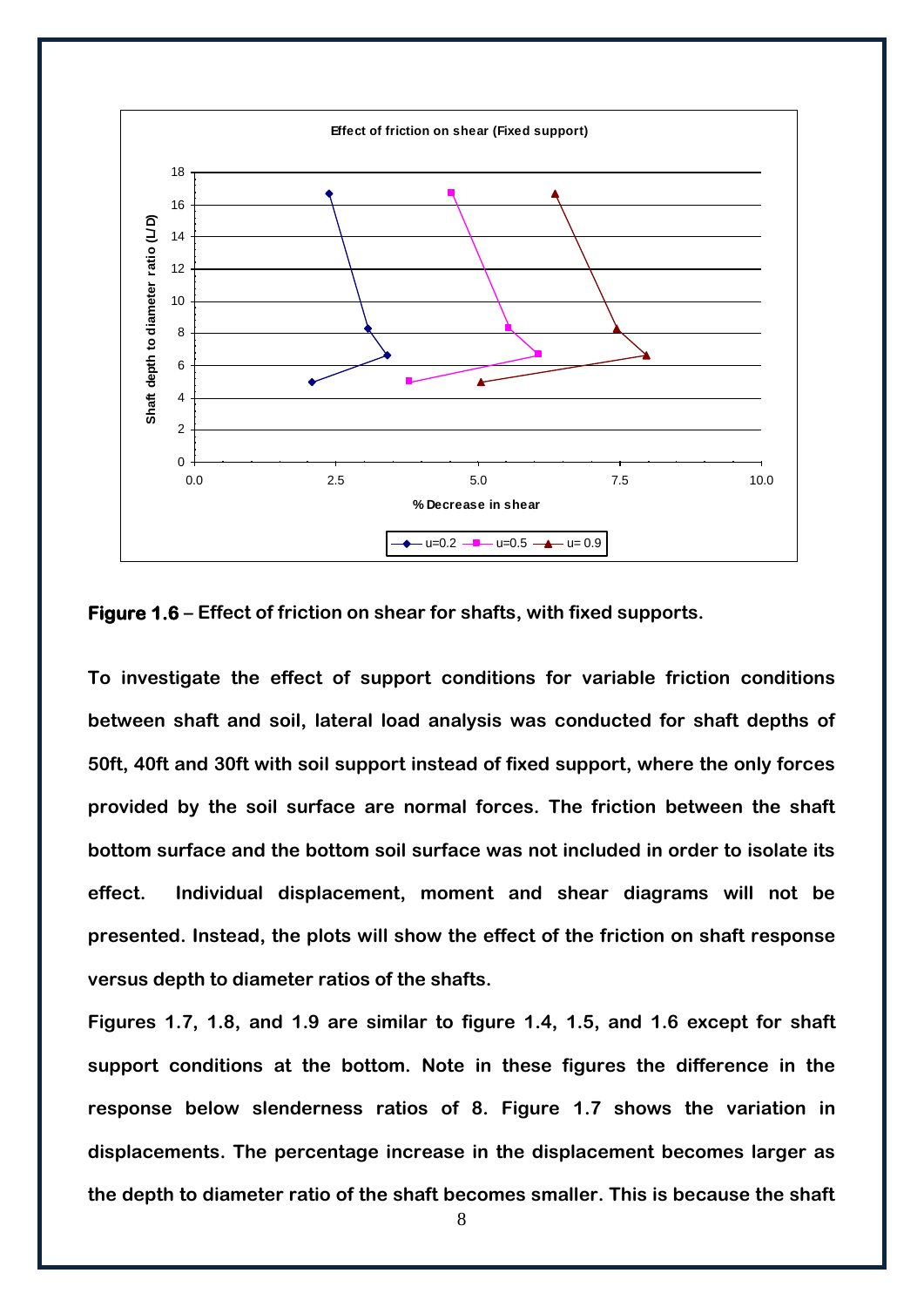**Figure 1.6** – **Effect of friction on shear for shafts, with fixed supports.**

To investigate the effect of support conditions for variable friction conditions between shaft and soil, lateral load analysis was conducted for shaft depths of 50ft, 40ft and 30ft with soil support instead of fixed support, where the only forces provided by the soil surface are normal forces. The friction between the shaft bottom surface and the bottom soil surface was not included in order to isolate its effect. Individual displacement, moment and shear diagrams will not be presented. Instead, the plots will show the effect of the friction on shaft response versus depth to diameter ratios of the shafts.

Figures 1.7, 1.8, and 1.9 are similar to figure 1.4, 1.5, and 1.6 except for shaft support conditions at the bottom. Note in these figures the difference in the response below slenderness ratios of 8. Figure 1.7 shows the variation in displacements. The percentage increase in the displacement becomes larger as the depth to diameter ratio of the shaft becomes smaller. This is because the shaft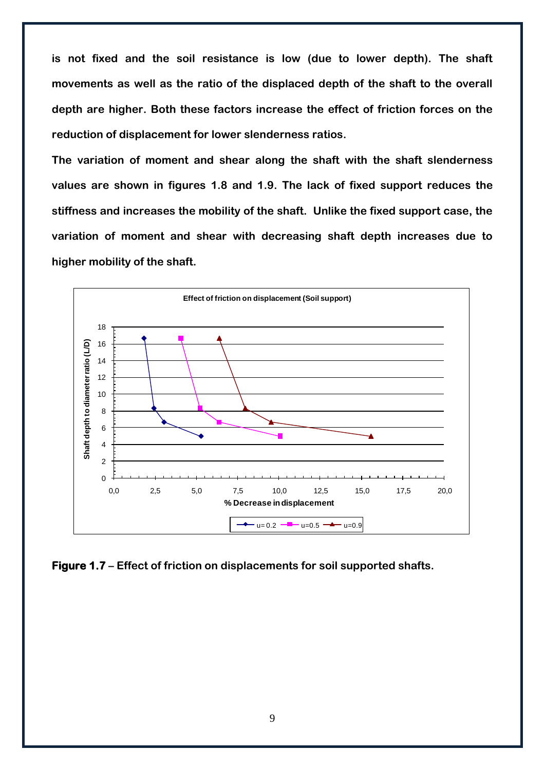is not fixed and the soil resistance is low (due to lower depth). The shaft movements as well as the ratio of the displaced depth of the shaft to the overall depth are higher. Both these factors increase the effect of friction forces on the reduction of displacement for lower slenderness ratios.

The variation of moment and shear along the shaft with the shaft slenderness values are shown in figures 1.8 and 1.9. The lack of fixed support reduces the stiffness and increases the mobility of the shaft. Unlike the fixed support case, the variation of moment and shear with decreasing shaft depth increases due to higher mobility of the shaft.

**Figure 1.7** – Effect of friction on displacements for soil supported shafts.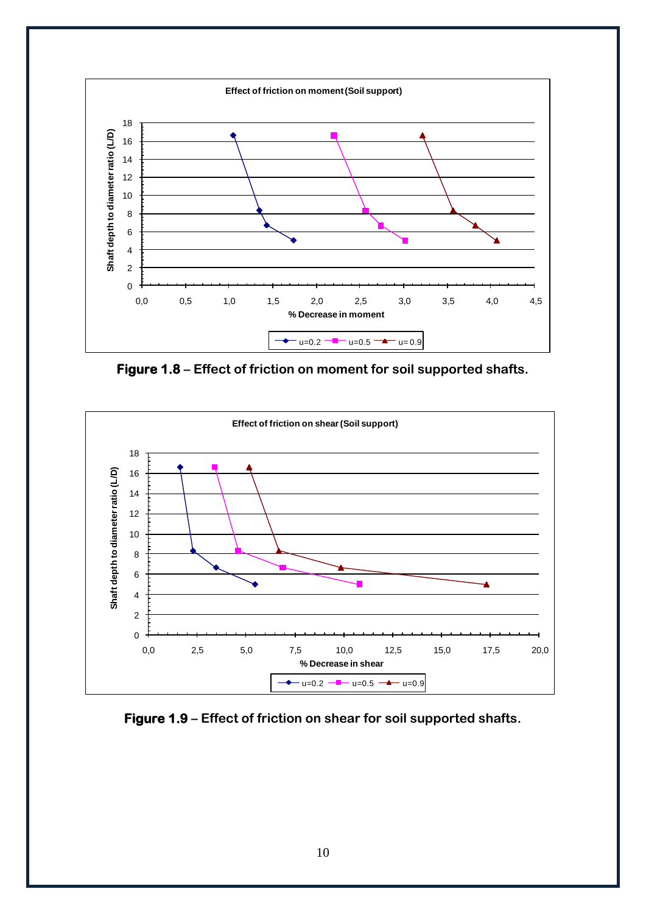**Figure 1.8** – Effect of friction on moment for soil supported shafts.

**Figure 1.9** – Effect of friction on shear for soil supported shafts.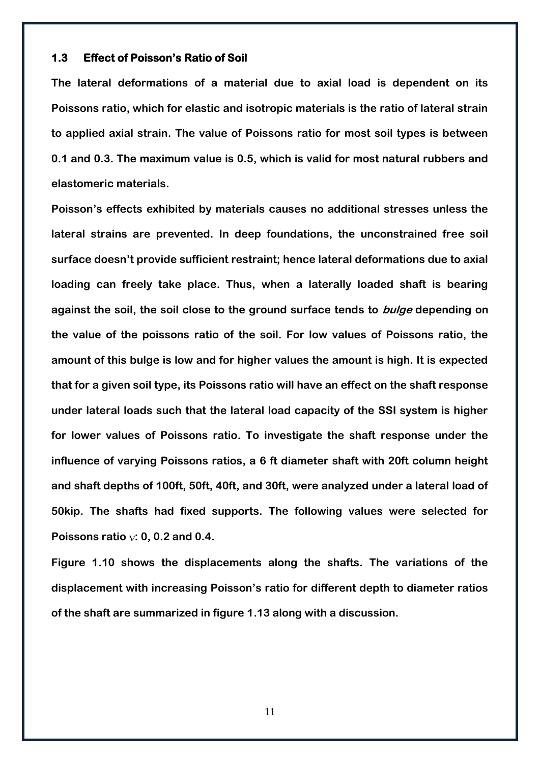### 1.3 Effect of Poisson's Ratio of Soil

The lateral deformations of a material due to axial load is dependent on its Poissons ratio, which for elastic and isotropic materials is the ratio of lateral strain to applied axial strain. The value of Poissons ratio for most soil types is between 0.1 and 0.3. The maximum value is 0.5, which is valid for most natural rubbers and elastomeric materials.

Poisson's effects exhibited by materials causes no additional stresses unless the lateral strains are prevented. In deep foundations, the unconstrained free soil surface doesn't provide sufficient restraint; hence lateral deformations due to axial loading can freely take place. Thus, when a laterally loaded shaft is bearing against the soil, the soil close to the ground surface tends to *bulge* depending on the value of the poissons ratio of the soil. For low values of Poissons ratio, the amount of this bulge is low and for higher values the amount is high. It is expected that for a given soil type, its Poissons ratio will have an effect on the shaft response under lateral loads such that the lateral load capacity of the SSI system is higher for lower values of Poissons ratio. To investigate the shaft response under the influence of varying Poissons ratios, a 6 ft diameter shaft with 20ft column height and shaft depths of 100ft, 50ft, 40ft, and 30ft, were analyzed under a lateral load of 50kip. The shafts had fixed supports. The following values were selected for Poissons ratio $\nu$: 0, 0.2 and 0.4.

Figure 1.10 shows the displacements along the shafts. The variations of the displacement with increasing Poisson's ratio for different depth to diameter ratios of the shaft are summarized in figure 1.13 along with a discussion.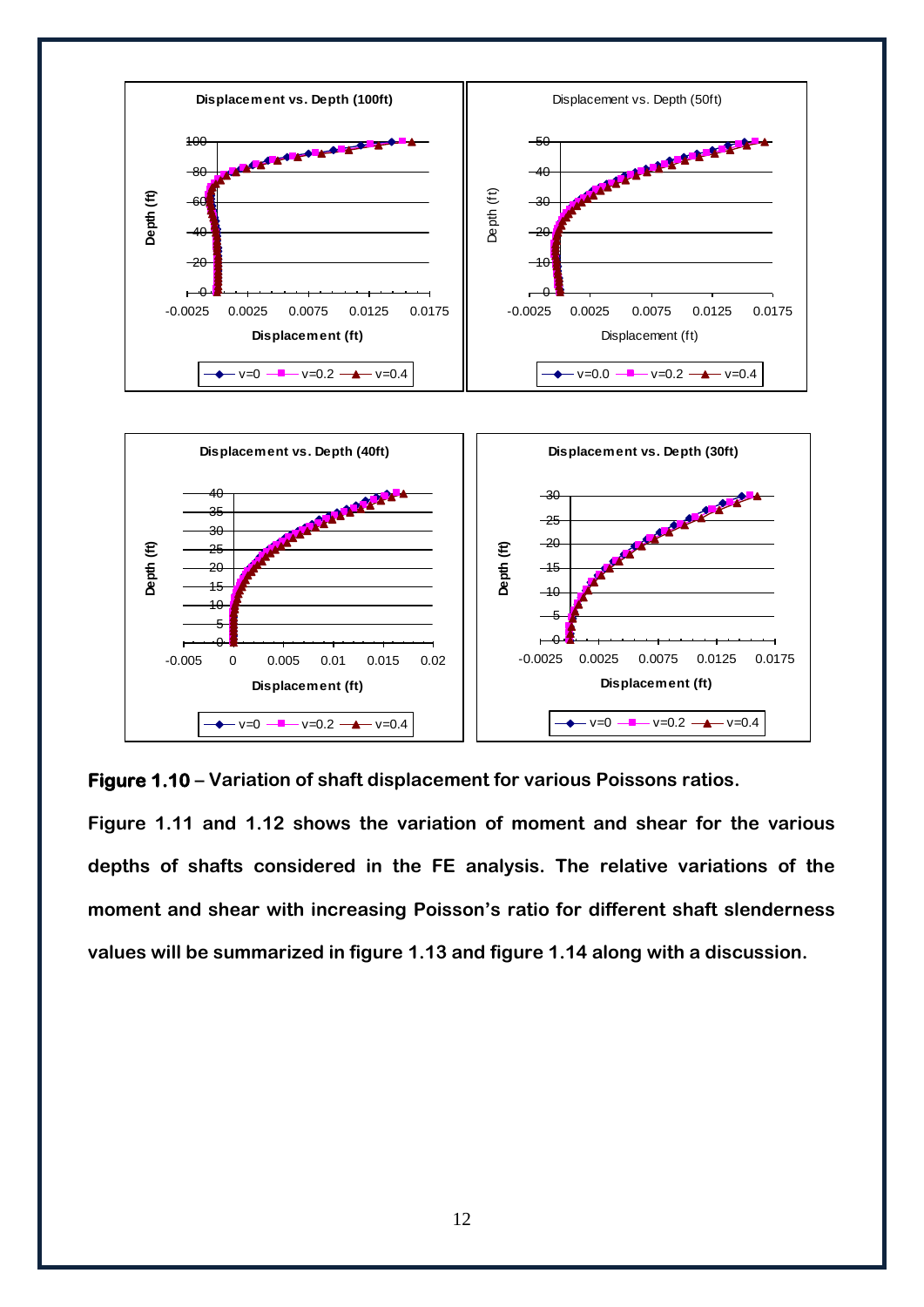**Figure 1.10** – **Variation of shaft displacement for various Poissons ratios.**

**Figure 1.11 and 1.12 shows the variation of moment and shear for the various depths of shafts considered in the FE analysis. The relative variations of the moment and shear with increasing Poisson's ratio for different shaft slenderness values will be summarized in figure 1.13 and figure 1.14 along with a discussion.**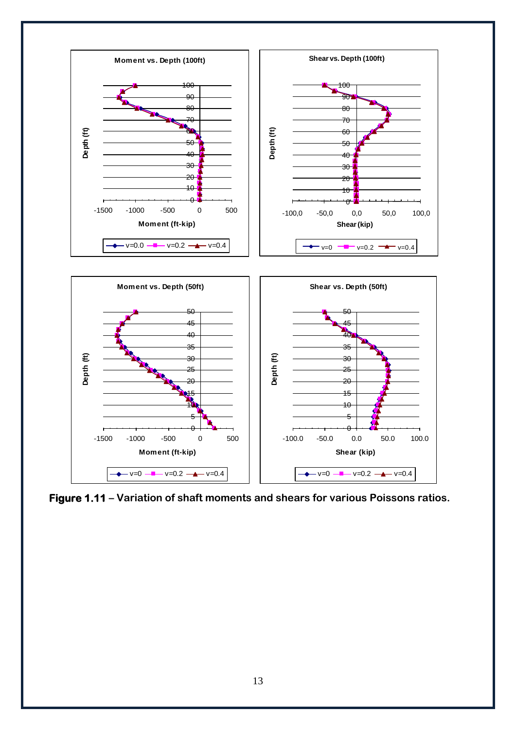**Figure 1.11** – Variation of shaft moments and shears for various Poissons ratios.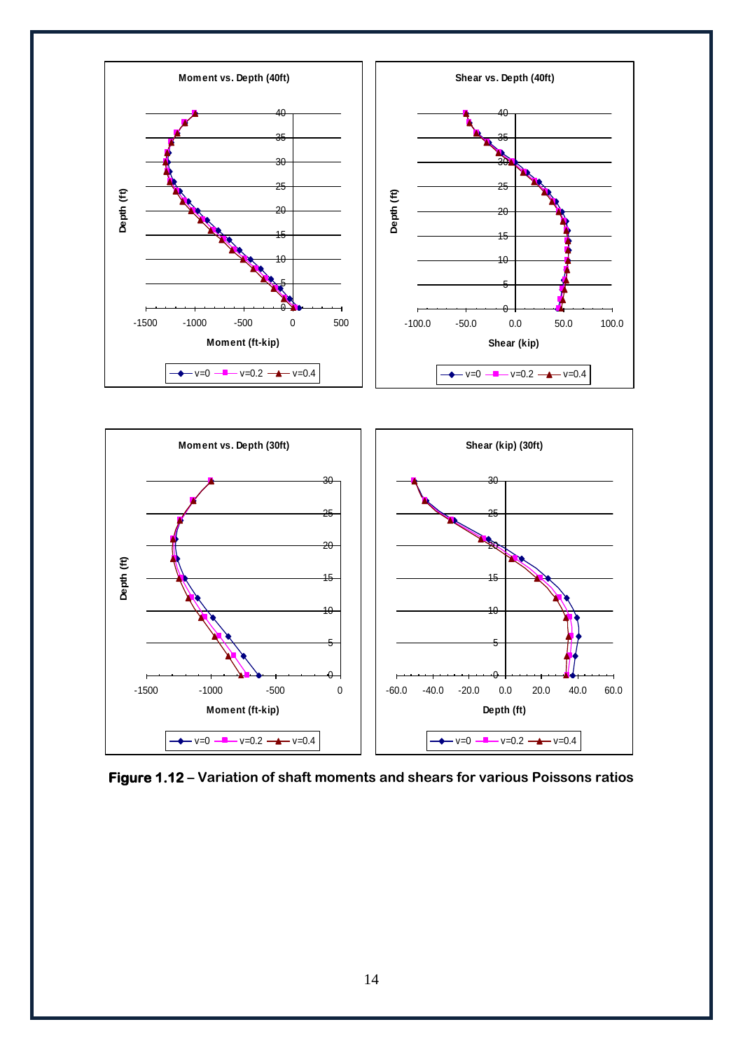**Figure 1.12** – Variation of shaft moments and shears for various Poissons ratios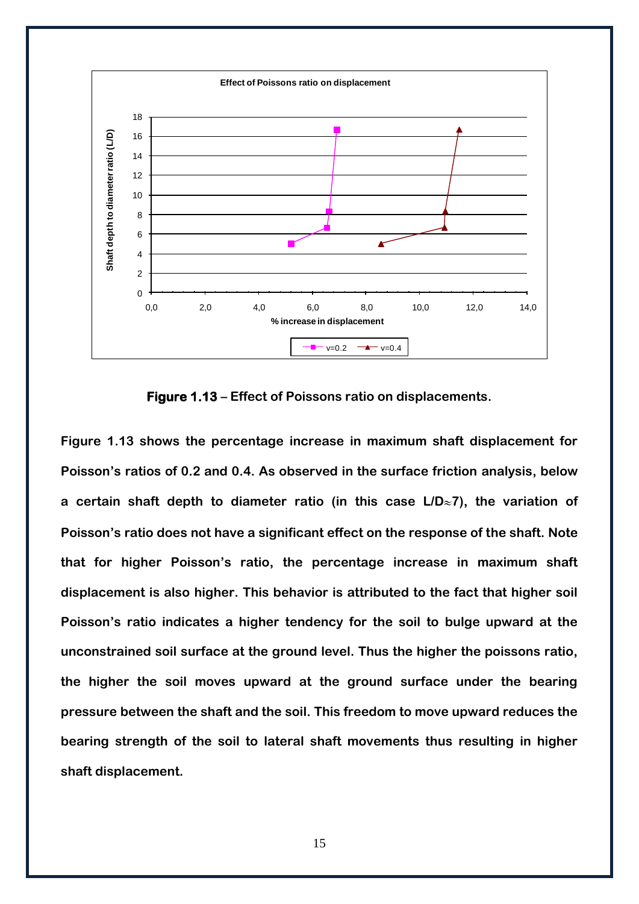**Figure 1.13** – **Effect of Poissons ratio on displacements.**

**Figure 1.13 shows the percentage increase in maximum shaft displacement for Poisson's ratios of 0.2 and 0.4. As observed in the surface friction analysis, below a certain shaft depth to diameter ratio (in this case L/D$\approx$7), the variation of Poisson's ratio does not have a significant effect on the response of the shaft. Note that for higher Poisson's ratio, the percentage increase in maximum shaft displacement is also higher. This behavior is attributed to the fact that higher soil Poisson's ratio indicates a higher tendency for the soil to bulge upward at the unconstrained soil surface at the ground level. Thus the higher the poissons ratio, the higher the soil moves upward at the ground surface under the bearing pressure between the shaft and the soil. This freedom to move upward reduces the bearing strength of the soil to lateral shaft movements thus resulting in higher shaft displacement.**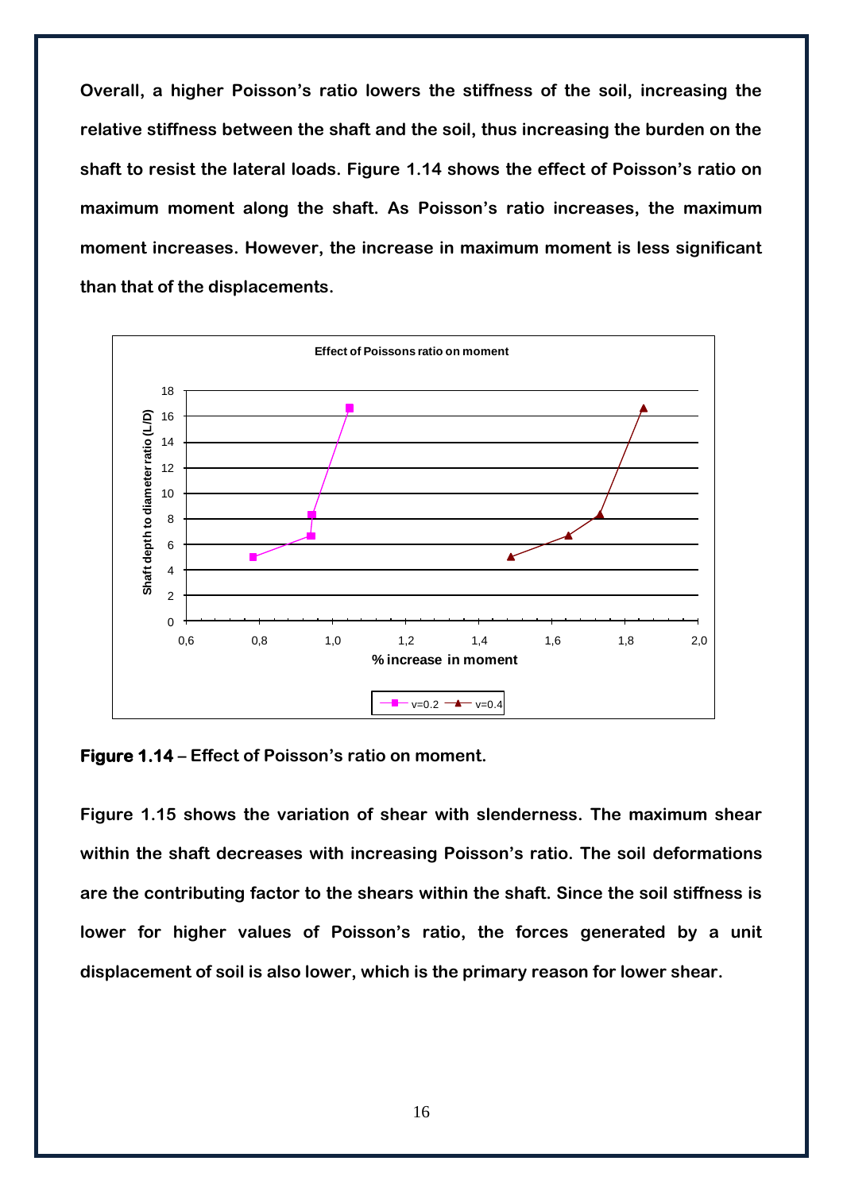**Overall, a higher Poisson's ratio lowers the stiffness of the soil, increasing the relative stiffness between the shaft and the soil, thus increasing the burden on the shaft to resist the lateral loads. Figure 1.14 shows the effect of Poisson's ratio on maximum moment along the shaft. As Poisson's ratio increases, the maximum moment increases. However, the increase in maximum moment is less significant than that of the displacements.**

**Figure 1.14 – Effect of Poisson's ratio on moment.**

**Figure 1.15 shows the variation of shear with slenderness. The maximum shear within the shaft decreases with increasing Poisson's ratio. The soil deformations are the contributing factor to the shears within the shaft. Since the soil stiffness is lower for higher values of Poisson's ratio, the forces generated by a unit displacement of soil is also lower, which is the primary reason for lower shear.**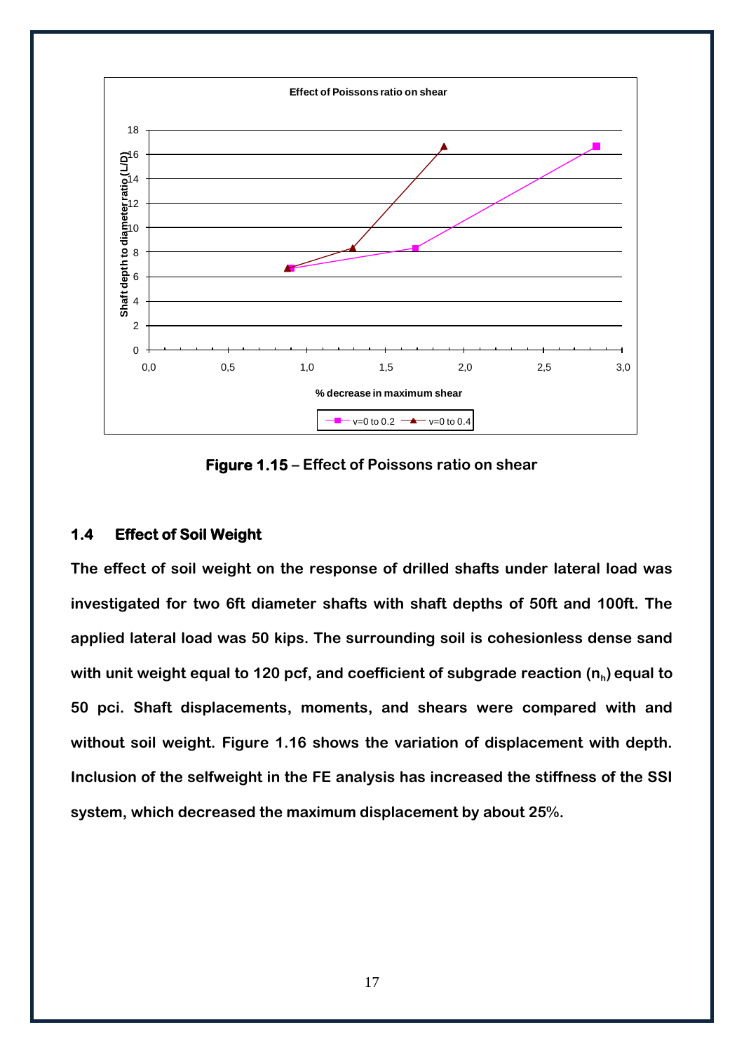**Figure 1.15** – Effect of Poissons ratio on shear

### 1.4 Effect of Soil Weight

The effect of soil weight on the response of drilled shafts under lateral load was investigated for two 6ft diameter shafts with shaft depths of 50ft and 100ft. The applied lateral load was 50 kips. The surrounding soil is cohesionless dense sand with unit weight equal to 120 pcf, and coefficient of subgrade reaction ($n_h$) equal to 50 pci. Shaft displacements, moments, and shears were compared with and without soil weight. Figure 1.16 shows the variation of displacement with depth. Inclusion of the selfweight in the FE analysis has increased the stiffness of the SSI system, which decreased the maximum displacement by about 25%.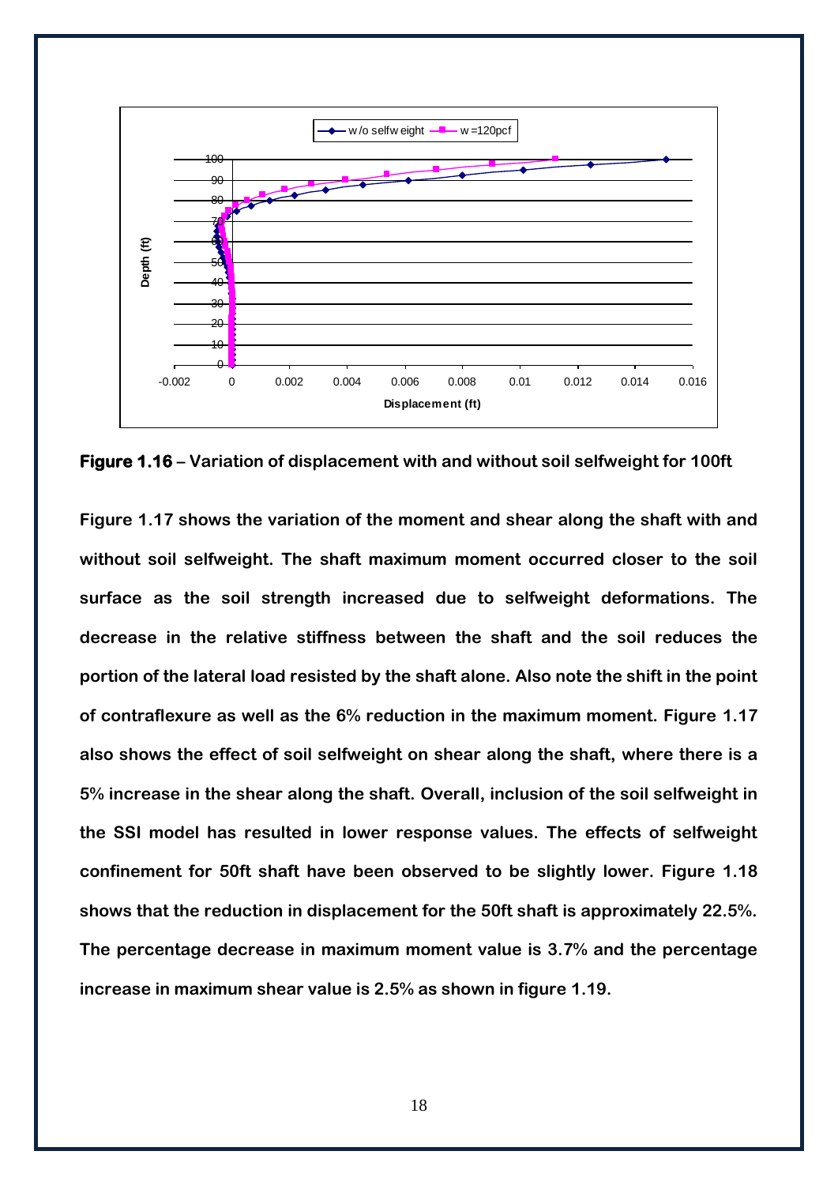**Figure 1.16** – **Variation of displacement with and without soil selfweight for 100ft**

**Figure 1.17 shows the variation of the moment and shear along the shaft with and without soil selfweight. The shaft maximum moment occurred closer to the soil surface as the soil strength increased due to selfweight deformations. The decrease in the relative stiffness between the shaft and the soil reduces the portion of the lateral load resisted by the shaft alone. Also note the shift in the point of contraflexure as well as the 6% reduction in the maximum moment. Figure 1.17 also shows the effect of soil selfweight on shear along the shaft, where there is a 5% increase in the shear along the shaft. Overall, inclusion of the soil selfweight in the SSI model has resulted in lower response values. The effects of selfweight confinement for 50ft shaft have been observed to be slightly lower. Figure 1.18 shows that the reduction in displacement for the 50ft shaft is approximately 22.5%. The percentage decrease in maximum moment value is 3.7% and the percentage increase in maximum shear value is 2.5% as shown in figure 1.19.**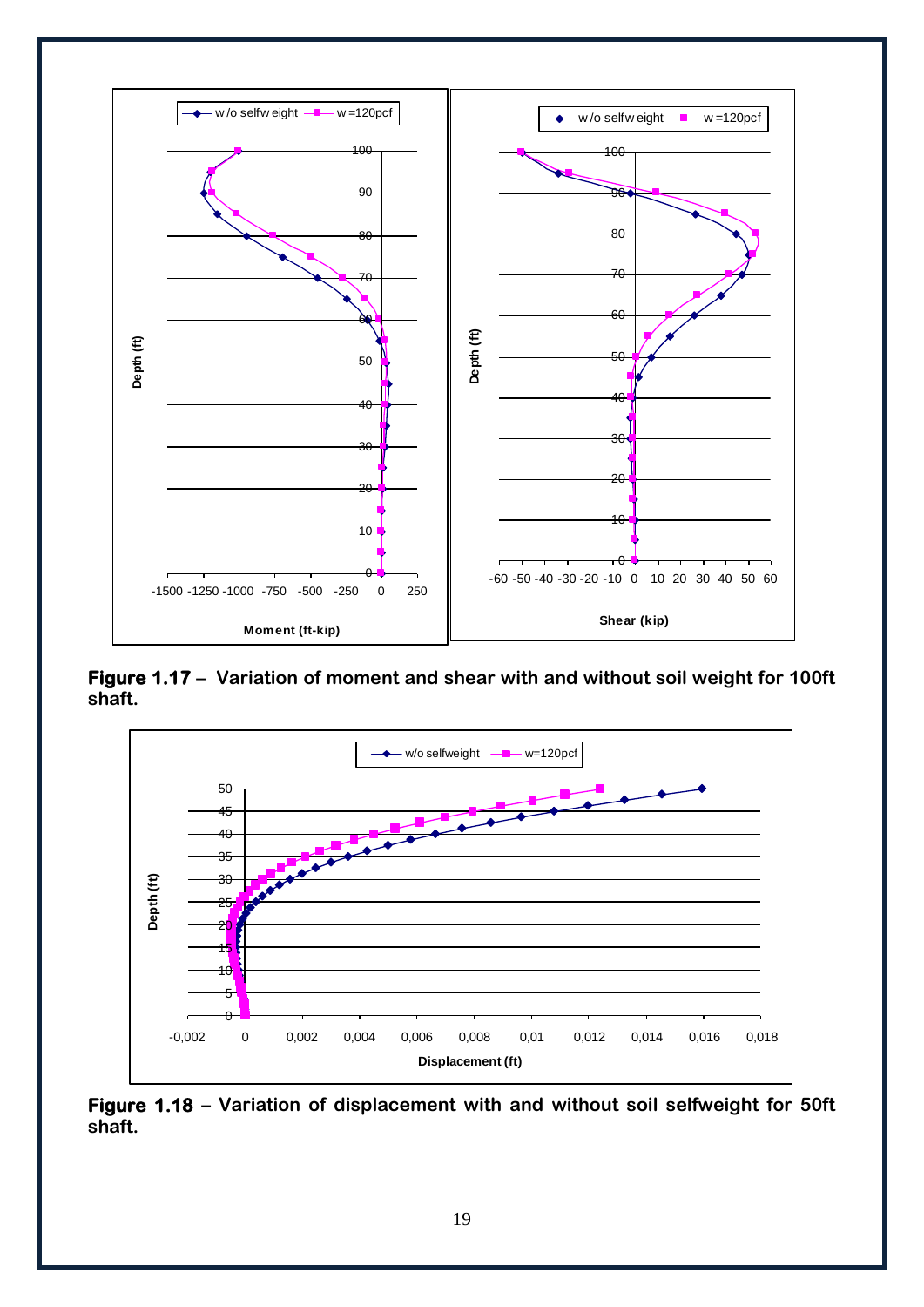**Figure 1.17** – Variation of moment and shear with and without soil weight for 100ft shaft.

**Figure 1.18** – Variation of displacement with and without soil selfweight for 50ft shaft.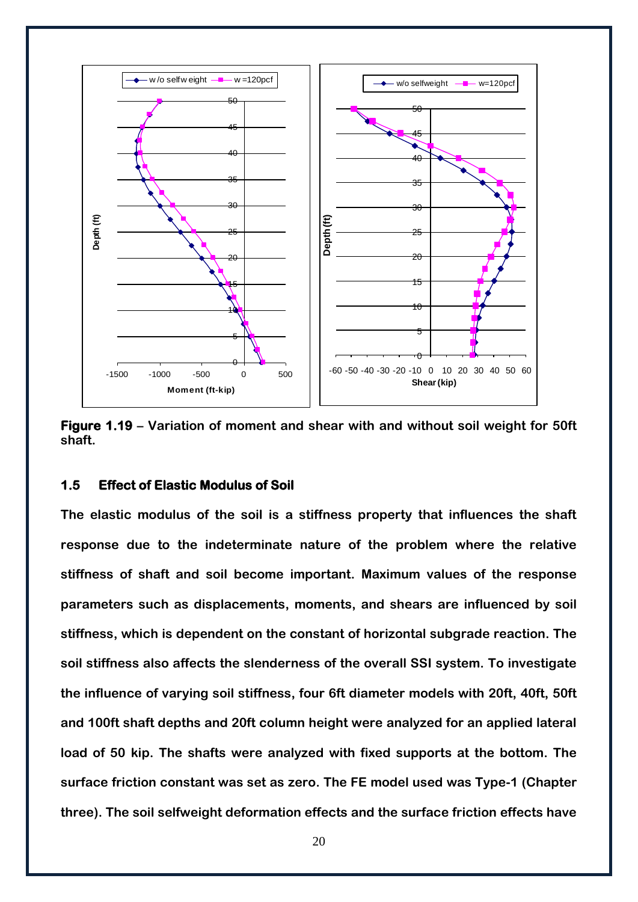**Figure 1.19** – **Variation of moment and shear with and without soil weight for 50ft shaft.**

### 1.5 Effect of Elastic Modulus of Soil

The elastic modulus of the soil is a stiffness property that influences the shaft response due to the indeterminate nature of the problem where the relative stiffness of shaft and soil become important. Maximum values of the response parameters such as displacements, moments, and shears are influenced by soil stiffness, which is dependent on the constant of horizontal subgrade reaction. The soil stiffness also affects the slenderness of the overall SSI system. To investigate the influence of varying soil stiffness, four 6ft diameter models with 20ft, 40ft, 50ft and 100ft shaft depths and 20ft column height were analyzed for an applied lateral load of 50 kip. The shafts were analyzed with fixed supports at the bottom. The surface friction constant was set as zero. The FE model used was Type-1 (Chapter three). The soil selfweight deformation effects and the surface friction effects have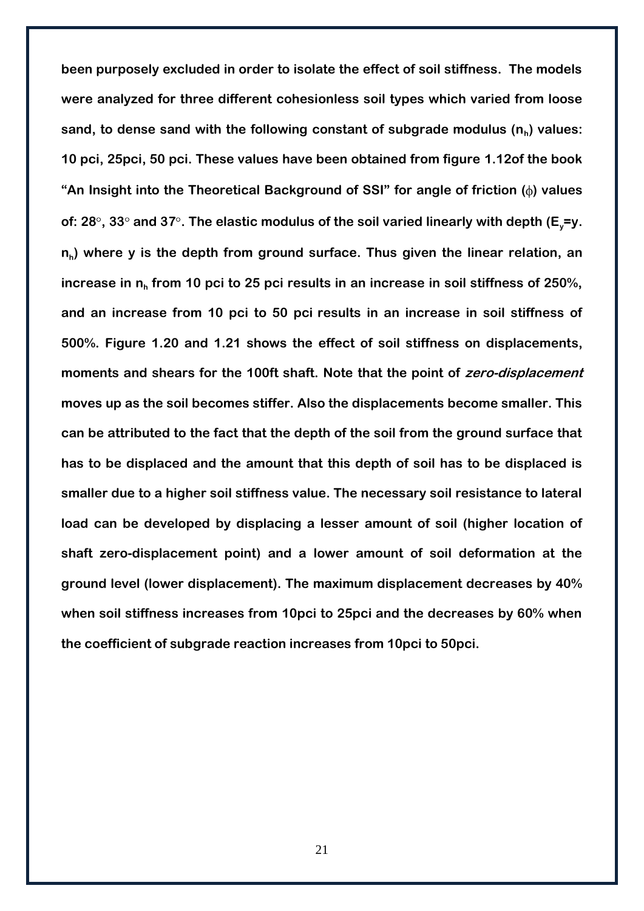**been purposely excluded in order to isolate the effect of soil stiffness. The models were analyzed for three different cohesionless soil types which varied from loose sand, to dense sand with the following constant of subgrade modulus ($n_h$) values: 10 pci, 25pci, 50 pci. These values have been obtained from figure 1.12of the book "An Insight into the Theoretical Background of SSI" for angle of friction ($\phi$) values of: 28°, 33° and 37°. The elastic modulus of the soil varied linearly with depth ($E_y$=y. $n_h$) where y is the depth from ground surface. Thus given the linear relation, an increase in $n_h$ from 10 pci to 25 pci results in an increase in soil stiffness of 250%, and an increase from 10 pci to 50 pci results in an increase in soil stiffness of 500%. Figure 1.20 and 1.21 shows the effect of soil stiffness on displacements, moments and shears for the 100ft shaft. Note that the point of *zero-displacement* moves up as the soil becomes stiffer. Also the displacements become smaller. This can be attributed to the fact that the depth of the soil from the ground surface that has to be displaced and the amount that this depth of soil has to be displaced is smaller due to a higher soil stiffness value. The necessary soil resistance to lateral load can be developed by displacing a lesser amount of soil (higher location of shaft zero-displacement point) and a lower amount of soil deformation at the ground level (lower displacement). The maximum displacement decreases by 40% when soil stiffness increases from 10pci to 25pci and the decreases by 60% when the coefficient of subgrade reaction increases from 10pci to 50pci.**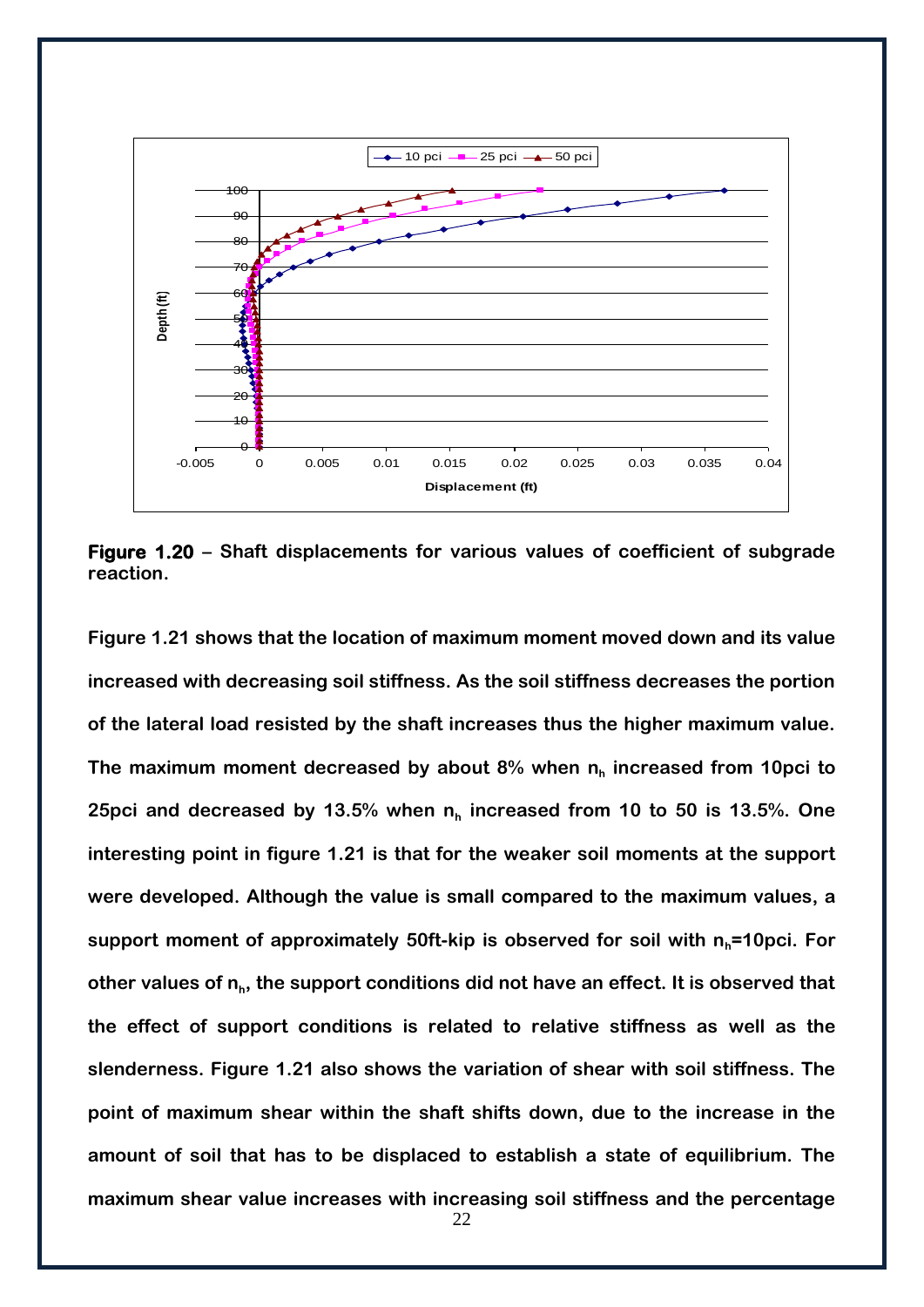**Figure 1.20 – Shaft displacements for various values of coefficient of subgrade reaction.**

**Figure 1.21 shows that the location of maximum moment moved down and its value increased with decreasing soil stiffness. As the soil stiffness decreases the portion of the lateral load resisted by the shaft increases thus the higher maximum value. The maximum moment decreased by about 8% when $n_h$ increased from 10pci to 25pci and decreased by 13.5% when $n_h$ increased from 10 to 50 is 13.5%. One interesting point in figure 1.21 is that for the weaker soil moments at the support were developed. Although the value is small compared to the maximum values, a support moment of approximately 50ft-kip is observed for soil with $n_h$=10pci. For other values of $n_h$, the support conditions did not have an effect. It is observed that the effect of support conditions is related to relative stiffness as well as the slenderness. Figure 1.21 also shows the variation of shear with soil stiffness. The point of maximum shear within the shaft shifts down, due to the increase in the amount of soil that has to be displaced to establish a state of equilibrium. The maximum shear value increases with increasing soil stiffness and the percentage**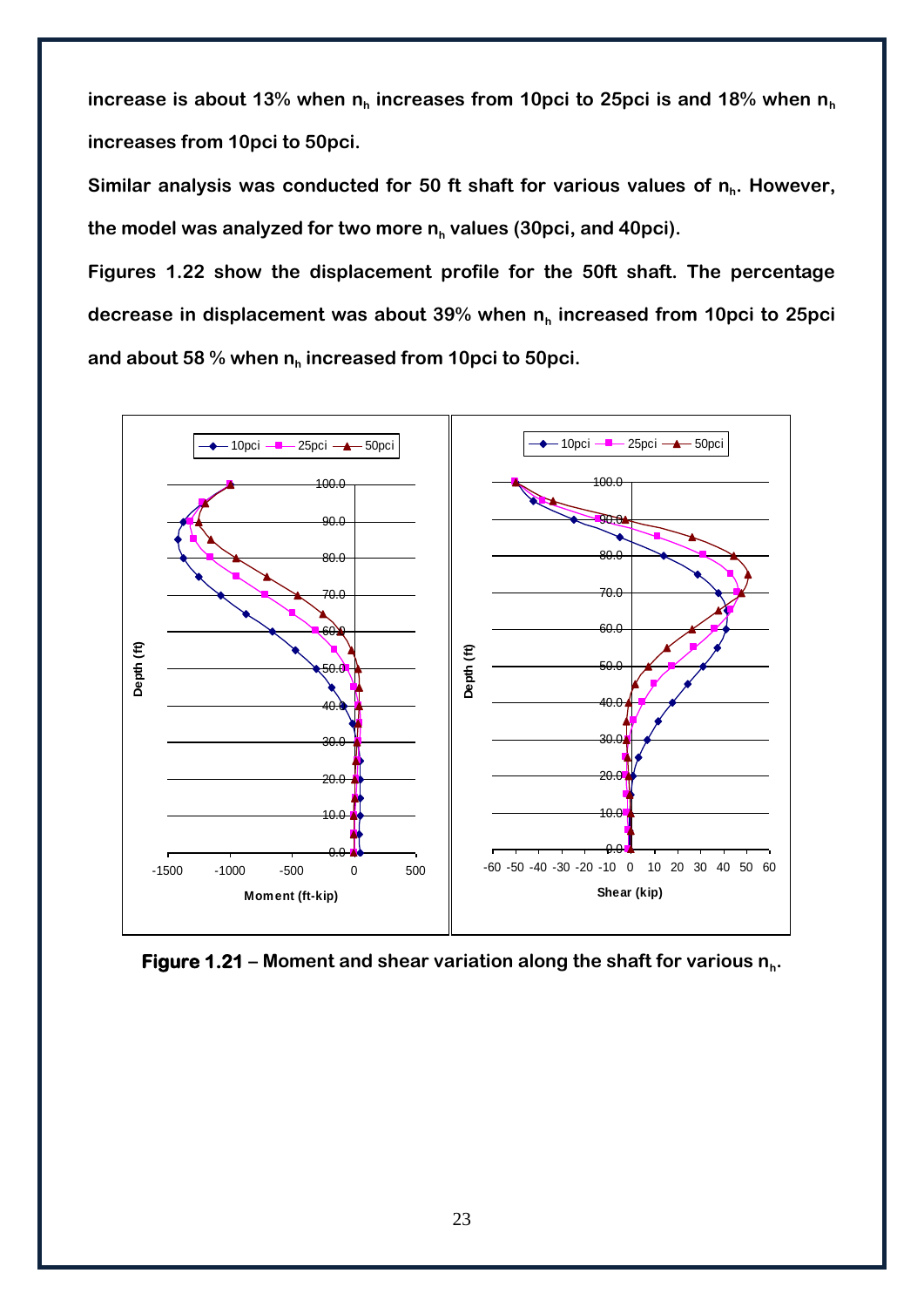**increase is about 13% when $n_h$ increases from 10pci to 25pci is and 18% when $n_h$ increases from 10pci to 50pci.**

**Similar analysis was conducted for 50 ft shaft for various values of $n_h$. However, the model was analyzed for two more $n_h$ values (30pci, and 40pci).**

**Figures 1.22 show the displacement profile for the 50ft shaft. The percentage decrease in displacement was about 39% when $n_h$ increased from 10pci to 25pci and about 58 % when $n_h$ increased from 10pci to 50pci.**

**Figure 1.21** – **Moment and shear variation along the shaft for various $n_h$.**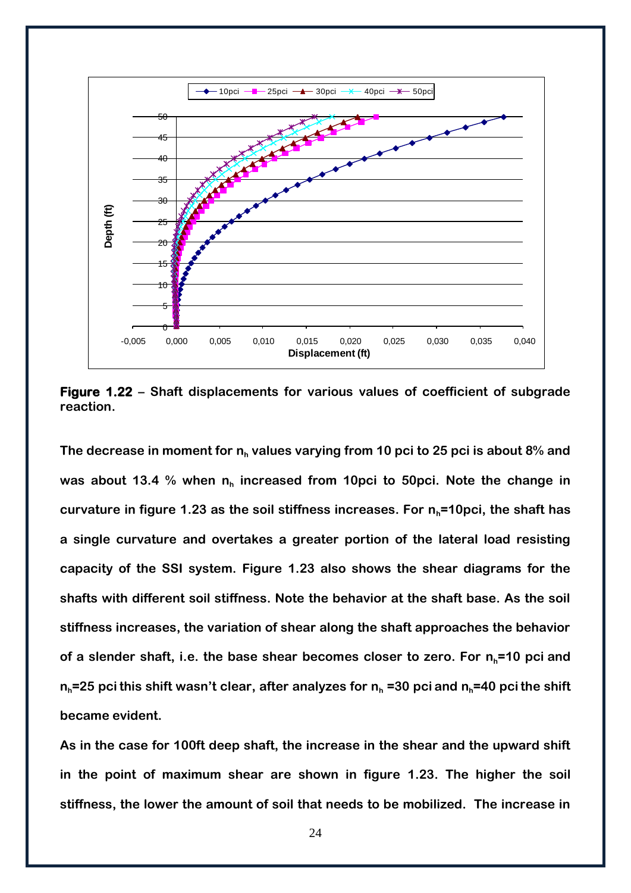**Figure 1.22** – **Shaft displacements for various values of coefficient of subgrade reaction.**

The decrease in moment for $n_h$ values varying from 10 pci to 25 pci is about 8% and was about 13.4 % when $n_h$ increased from 10pci to 50pci. Note the change in curvature in figure 1.23 as the soil stiffness increases. For $n_h$=10pci, the shaft has a single curvature and overtakes a greater portion of the lateral load resisting capacity of the SSI system. Figure 1.23 also shows the shear diagrams for the shafts with different soil stiffness. Note the behavior at the shaft base. As the soil stiffness increases, the variation of shear along the shaft approaches the behavior of a slender shaft, i.e. the base shear becomes closer to zero. For $n_h$=10 pci and $n_h$=25 pci this shift wasn't clear, after analyzes for $n_h$ =30 pci and $n_h$=40 pci the shift became evident.

As in the case for 100ft deep shaft, the increase in the shear and the upward shift in the point of maximum shear are shown in figure 1.23. The higher the soil stiffness, the lower the amount of soil that needs to be mobilized. The increase in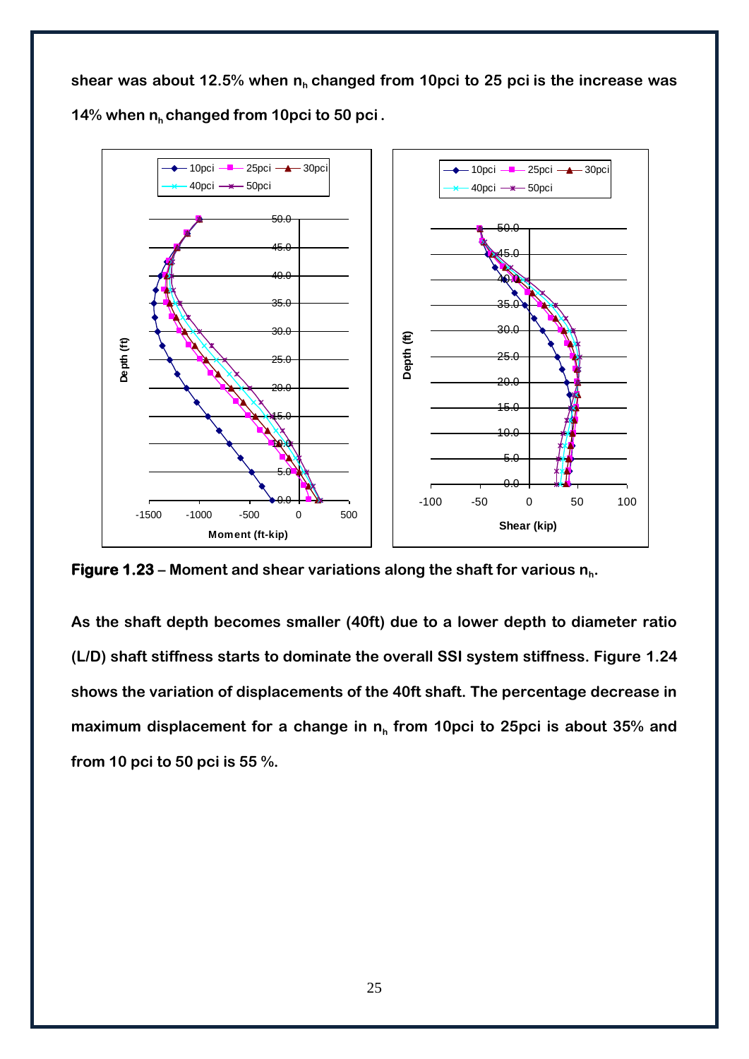**shear was about 12.5% when $n_h$ changed from 10pci to 25 pci is the increase was 14% when $n_h$ changed from 10pci to 50 pci .**

**Figure 1.23 – Moment and shear variations along the shaft for various $n_h$.**

**As the shaft depth becomes smaller (40ft) due to a lower depth to diameter ratio (L/D) shaft stiffness starts to dominate the overall SSI system stiffness. Figure 1.24 shows the variation of displacements of the 40ft shaft. The percentage decrease in maximum displacement for a change in $n_h$ from 10pci to 25pci is about 35% and from 10 pci to 50 pci is 55 %.**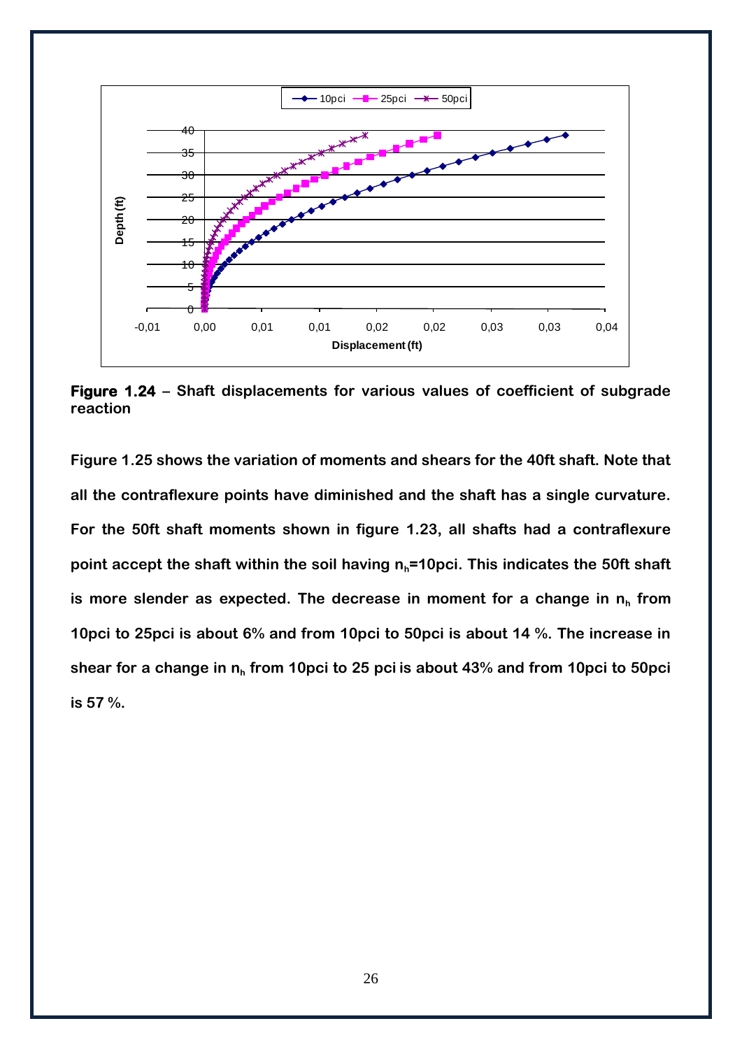**Figure 1.24** – **Shaft displacements for various values of coefficient of subgrade reaction**

**Figure 1.25 shows the variation of moments and shears for the 40ft shaft. Note that all the contraflexure points have diminished and the shaft has a single curvature. For the 50ft shaft moments shown in figure 1.23, all shafts had a contraflexure point accept the shaft within the soil having $n_h$=10pci. This indicates the 50ft shaft is more slender as expected. The decrease in moment for a change in $n_h$ from 10pci to 25pci is about 6% and from 10pci to 50pci is about 14 %. The increase in shear for a change in $n_h$ from 10pci to 25 pci is about 43% and from 10pci to 50pci is 57 %.**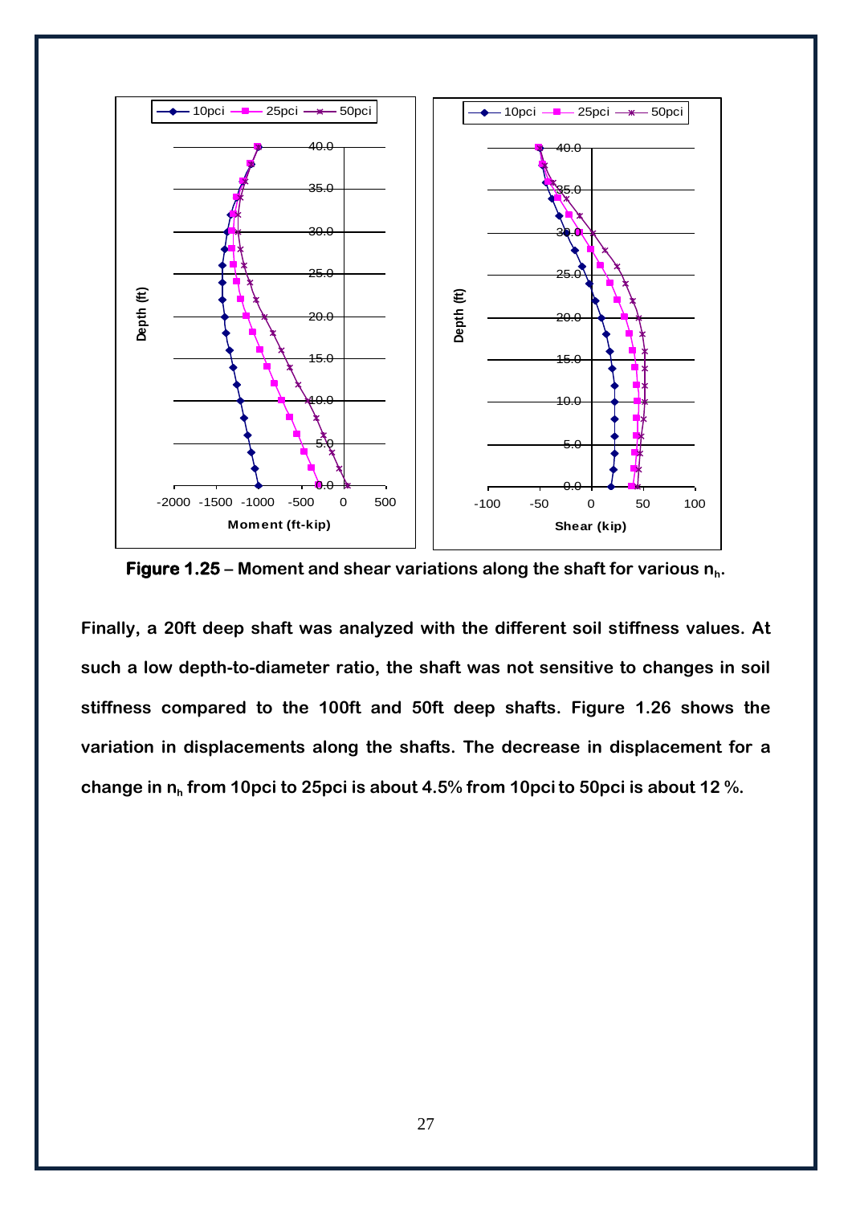**Figure 1.25** – Moment and shear variations along the shaft for various $n_h$.

Finally, a 20ft deep shaft was analyzed with the different soil stiffness values. At such a low depth-to-diameter ratio, the shaft was not sensitive to changes in soil stiffness compared to the 100ft and 50ft deep shafts. Figure 1.26 shows the variation in displacements along the shafts. The decrease in displacement for a change in $n_h$ from 10pci to 25pci is about 4.5% from 10pci to 50pci is about 12 %.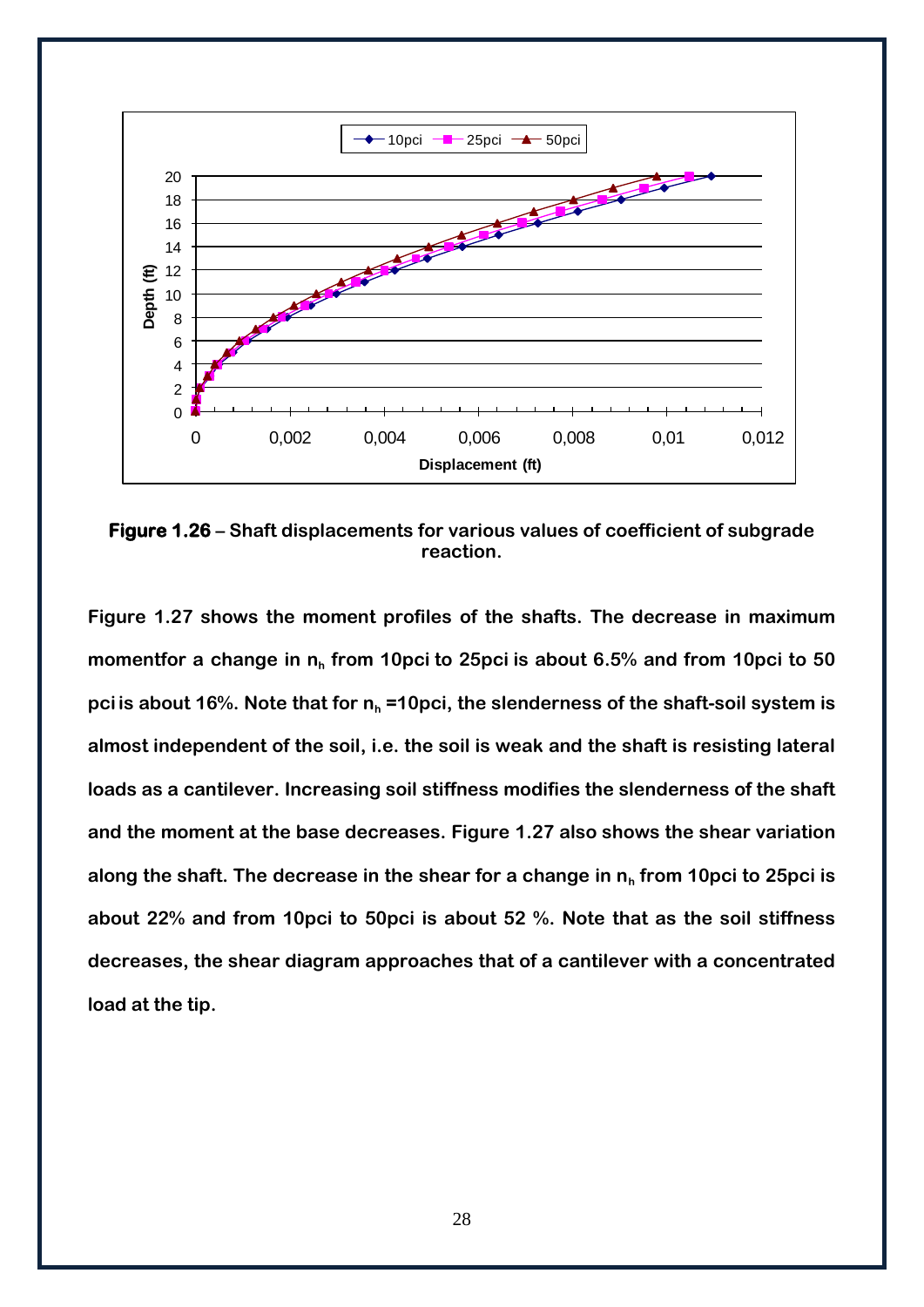**Figure 1.26** – Shaft displacements for various values of coefficient of subgrade reaction.

Figure 1.27 shows the moment profiles of the shafts. The decrease in maximum momentfor a change in $n_h$ from 10pci to 25pci is about 6.5% and from 10pci to 50 pci is about 16%. Note that for $n_h$ =10pci, the slenderness of the shaft-soil system is almost independent of the soil, i.e. the soil is weak and the shaft is resisting lateral loads as a cantilever. Increasing soil stiffness modifies the slenderness of the shaft and the moment at the base decreases. Figure 1.27 also shows the shear variation along the shaft. The decrease in the shear for a change in $n_h$ from 10pci to 25pci is about 22% and from 10pci to 50pci is about 52 %. Note that as the soil stiffness decreases, the shear diagram approaches that of a cantilever with a concentrated load at the tip.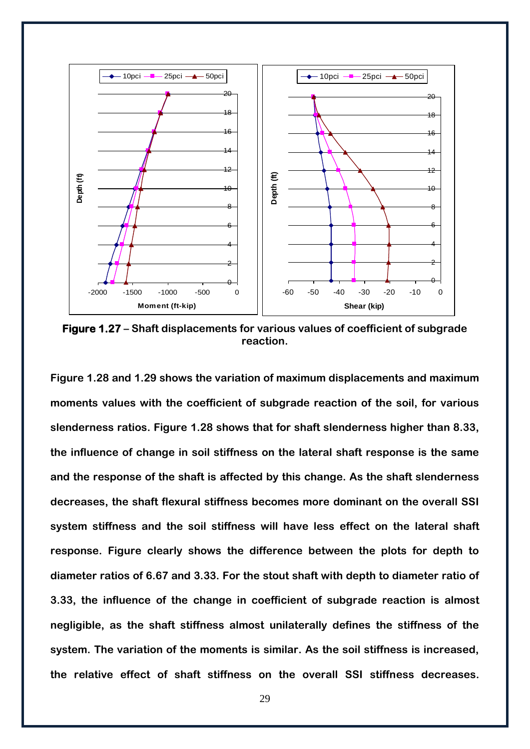**Figure 1.27** – **Shaft displacements for various values of coefficient of subgrade reaction.**

**Figure 1.28 and 1.29 shows the variation of maximum displacements and maximum moments values with the coefficient of subgrade reaction of the soil, for various slenderness ratios. Figure 1.28 shows that for shaft slenderness higher than 8.33, the influence of change in soil stiffness on the lateral shaft response is the same and the response of the shaft is affected by this change. As the shaft slenderness decreases, the shaft flexural stiffness becomes more dominant on the overall SSI system stiffness and the soil stiffness will have less effect on the lateral shaft response. Figure clearly shows the difference between the plots for depth to diameter ratios of 6.67 and 3.33. For the stout shaft with depth to diameter ratio of 3.33, the influence of the change in coefficient of subgrade reaction is almost negligible, as the shaft stiffness almost unilaterally defines the stiffness of the system. The variation of the moments is similar. As the soil stiffness is increased, the relative effect of shaft stiffness on the overall SSI stiffness decreases.**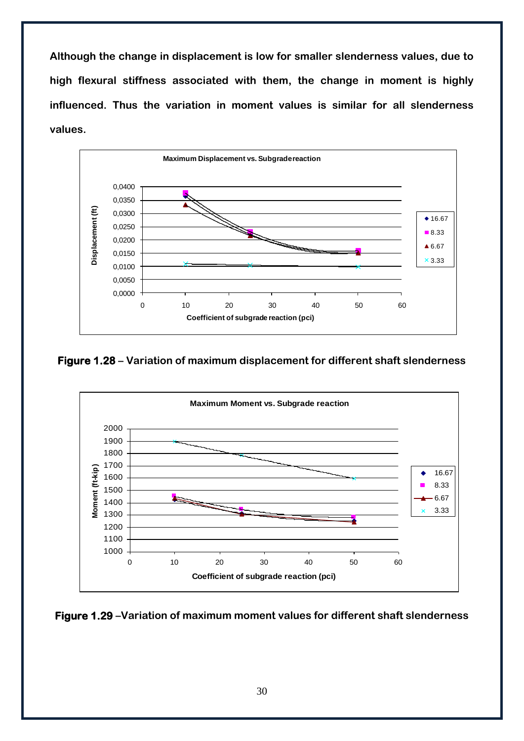**Although the change in displacement is low for smaller slenderness values, due to high flexural stiffness associated with them, the change in moment is highly influenced. Thus the variation in moment values is similar for all slenderness values.**

**Figure 1.28** – Variation of maximum displacement for different shaft slenderness

**Figure 1.29** –Variation of maximum moment values for different shaft slenderness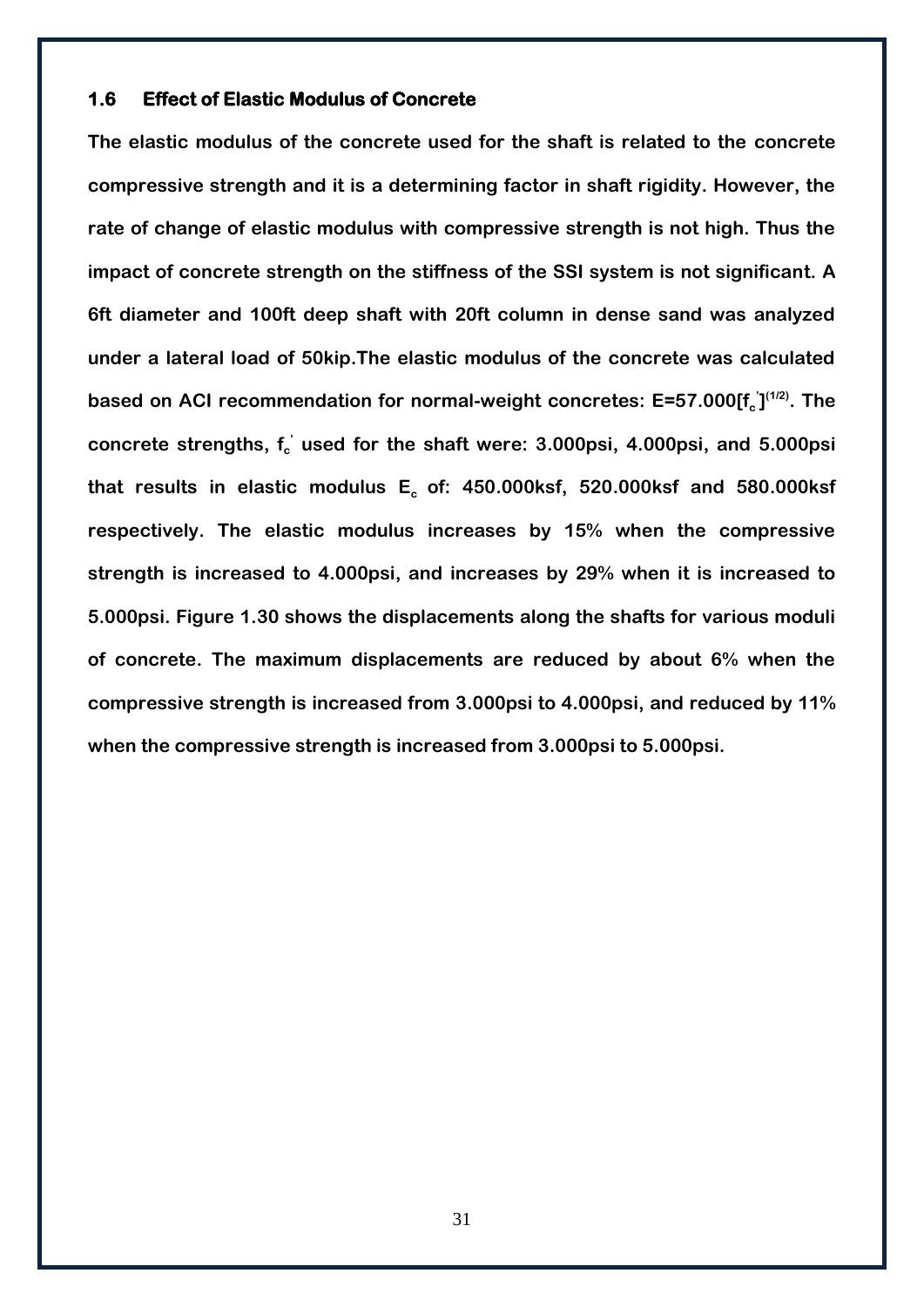### 1.6 Effect of Elastic Modulus of Concrete

**The elastic modulus of the concrete used for the shaft is related to the concrete compressive strength and it is a determining factor in shaft rigidity. However, the rate of change of elastic modulus with compressive strength is not high. Thus the impact of concrete strength on the stiffness of the SSI system is not significant. A 6ft diameter and 100ft deep shaft with 20ft column in dense sand was analyzed under a lateral load of 50kip.The elastic modulus of the concrete was calculated based on ACI recommendation for normal-weight concretes: $E=57.000[f_c^{'}]^{(1/2)}$. The concrete strengths, $f_c^{'}$ used for the shaft were: 3.000psi, 4.000psi, and 5.000psi that results in elastic modulus $E_c$ of: 450.000ksf, 520.000ksf and 580.000ksf respectively. The elastic modulus increases by 15% when the compressive strength is increased to 4.000psi, and increases by 29% when it is increased to 5.000psi. Figure 1.30 shows the displacements along the shafts for various moduli of concrete. The maximum displacements are reduced by about 6% when the compressive strength is increased from 3.000psi to 4.000psi, and reduced by 11% when the compressive strength is increased from 3.000psi to 5.000psi.**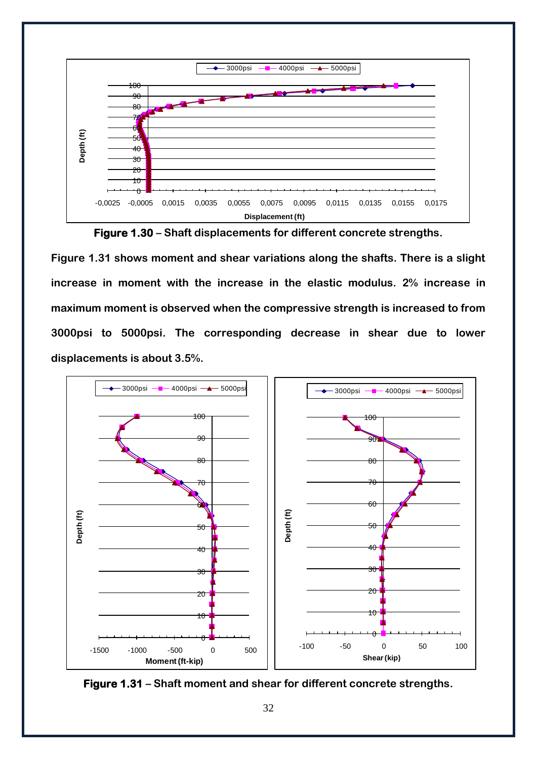**Figure 1.30** – Shaft displacements for different concrete strengths.

Figure 1.31 shows moment and shear variations along the shafts. There is a slight increase in moment with the increase in the elastic modulus. 2% increase in maximum moment is observed when the compressive strength is increased to from 3000psi to 5000psi. The corresponding decrease in shear due to lower displacements is about 3.5%.

**Figure 1.31** – Shaft moment and shear for different concrete strengths.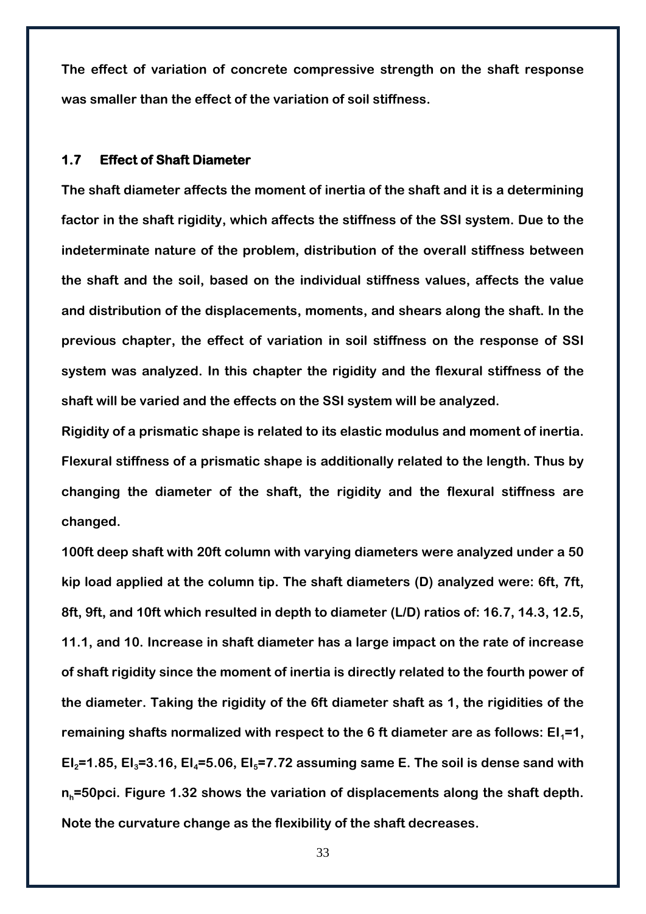The effect of variation of concrete compressive strength on the shaft response was smaller than the effect of the variation of soil stiffness.

### 1.7 Effect of Shaft Diameter

The shaft diameter affects the moment of inertia of the shaft and it is a determining factor in the shaft rigidity, which affects the stiffness of the SSI system. Due to the indeterminate nature of the problem, distribution of the overall stiffness between the shaft and the soil, based on the individual stiffness values, affects the value and distribution of the displacements, moments, and shears along the shaft. In the previous chapter, the effect of variation in soil stiffness on the response of SSI system was analyzed. In this chapter the rigidity and the flexural stiffness of the shaft will be varied and the effects on the SSI system will be analyzed.

Rigidity of a prismatic shape is related to its elastic modulus and moment of inertia. Flexural stiffness of a prismatic shape is additionally related to the length. Thus by changing the diameter of the shaft, the rigidity and the flexural stiffness are changed.

100ft deep shaft with 20ft column with varying diameters were analyzed under a 50 kip load applied at the column tip. The shaft diameters (D) analyzed were: 6ft, 7ft, 8ft, 9ft, and 10ft which resulted in depth to diameter (L/D) ratios of: 16.7, 14.3, 12.5, 11.1, and 10. Increase in shaft diameter has a large impact on the rate of increase of shaft rigidity since the moment of inertia is directly related to the fourth power of the diameter. Taking the rigidity of the 6ft diameter shaft as 1, the rigidities of the remaining shafts normalized with respect to the 6 ft diameter are as follows: $EI_1$=1, $EI_2$=1.85, $EI_3$=3.16, $EI_4$=5.06, $EI_5$=7.72 assuming same E. The soil is dense sand with $n_h$=50pci. Figure 1.32 shows the variation of displacements along the shaft depth. Note the curvature change as the flexibility of the shaft decreases.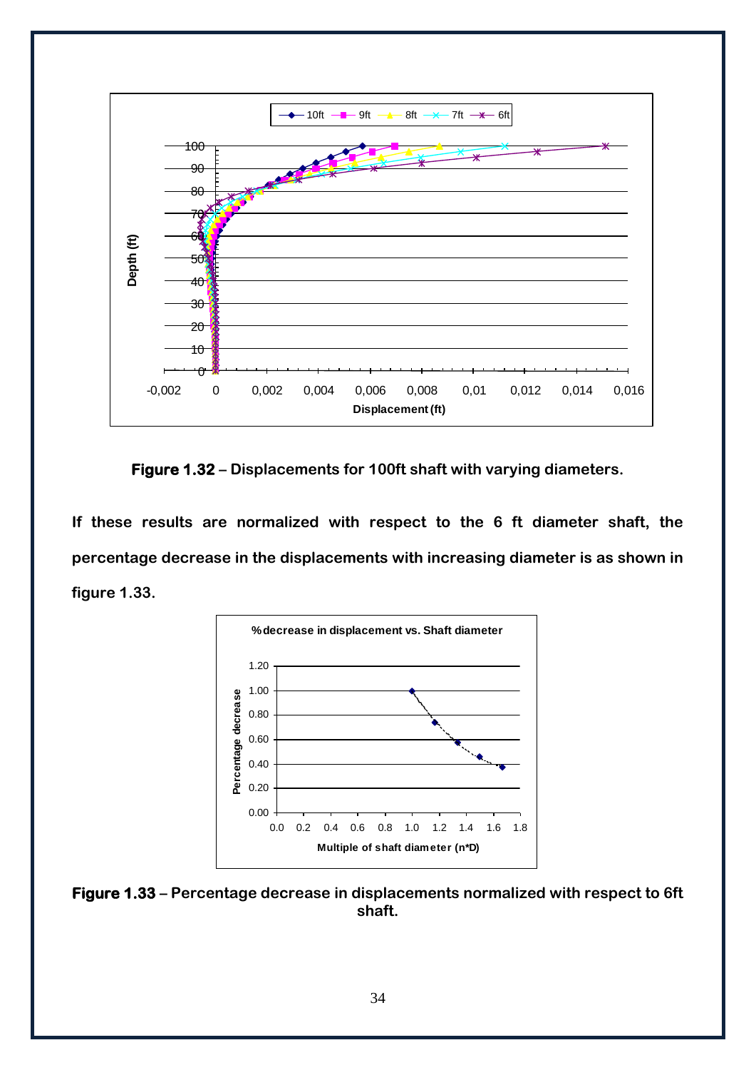**Figure 1.32** – Displacements for 100ft shaft with varying diameters.

If these results are normalized with respect to the 6 ft diameter shaft, the percentage decrease in the displacements with increasing diameter is as shown in figure 1.33.

**Figure 1.33** – Percentage decrease in displacements normalized with respect to 6ft shaft.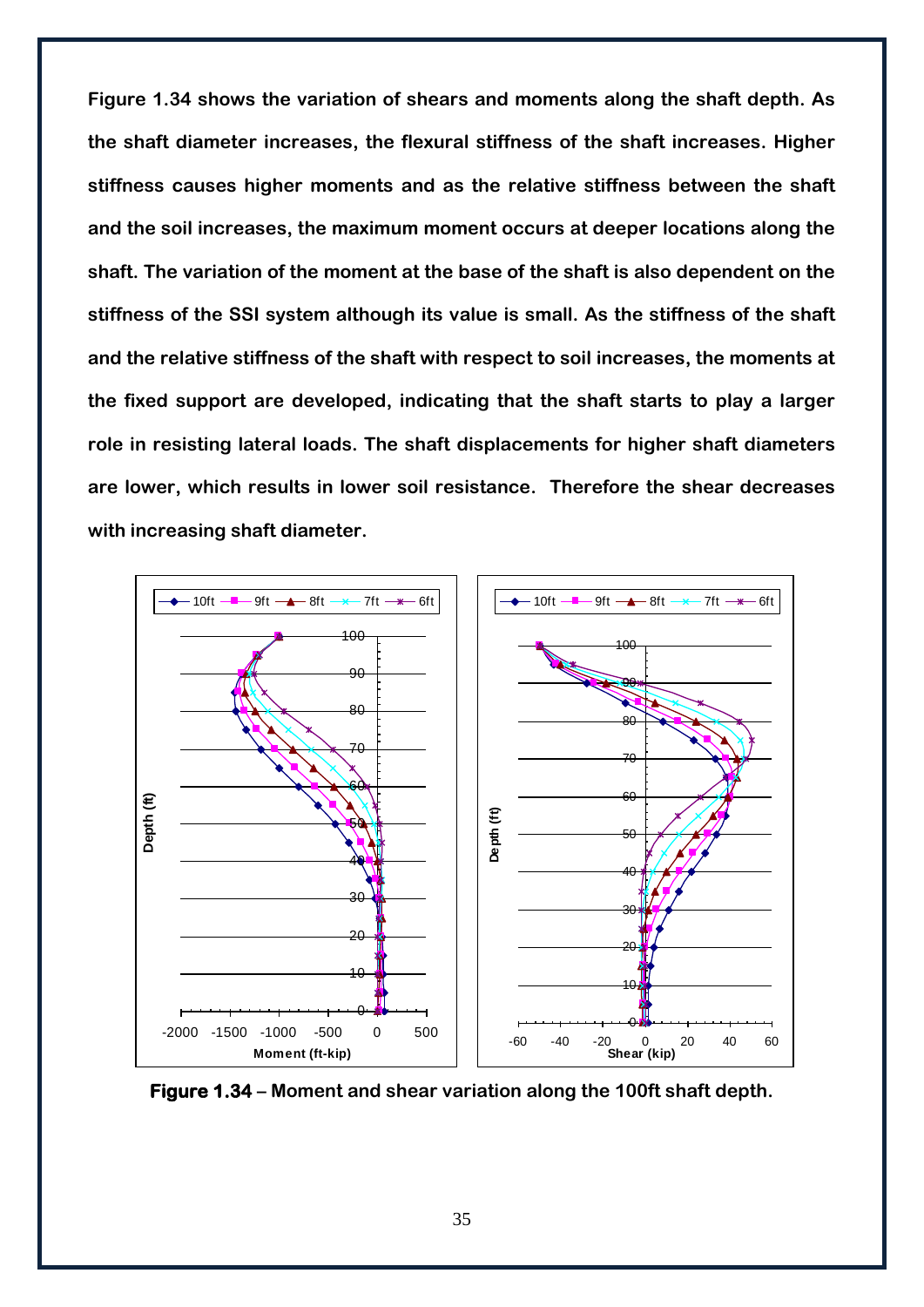**Figure 1.34 shows the variation of shears and moments along the shaft depth. As the shaft diameter increases, the flexural stiffness of the shaft increases. Higher stiffness causes higher moments and as the relative stiffness between the shaft and the soil increases, the maximum moment occurs at deeper locations along the shaft. The variation of the moment at the base of the shaft is also dependent on the stiffness of the SSI system although its value is small. As the stiffness of the shaft and the relative stiffness of the shaft with respect to soil increases, the moments at the fixed support are developed, indicating that the shaft starts to play a larger role in resisting lateral loads. The shaft displacements for higher shaft diameters are lower, which results in lower soil resistance. Therefore the shear decreases with increasing shaft diameter.**

**Figure 1.34 – Moment and shear variation along the 100ft shaft depth.**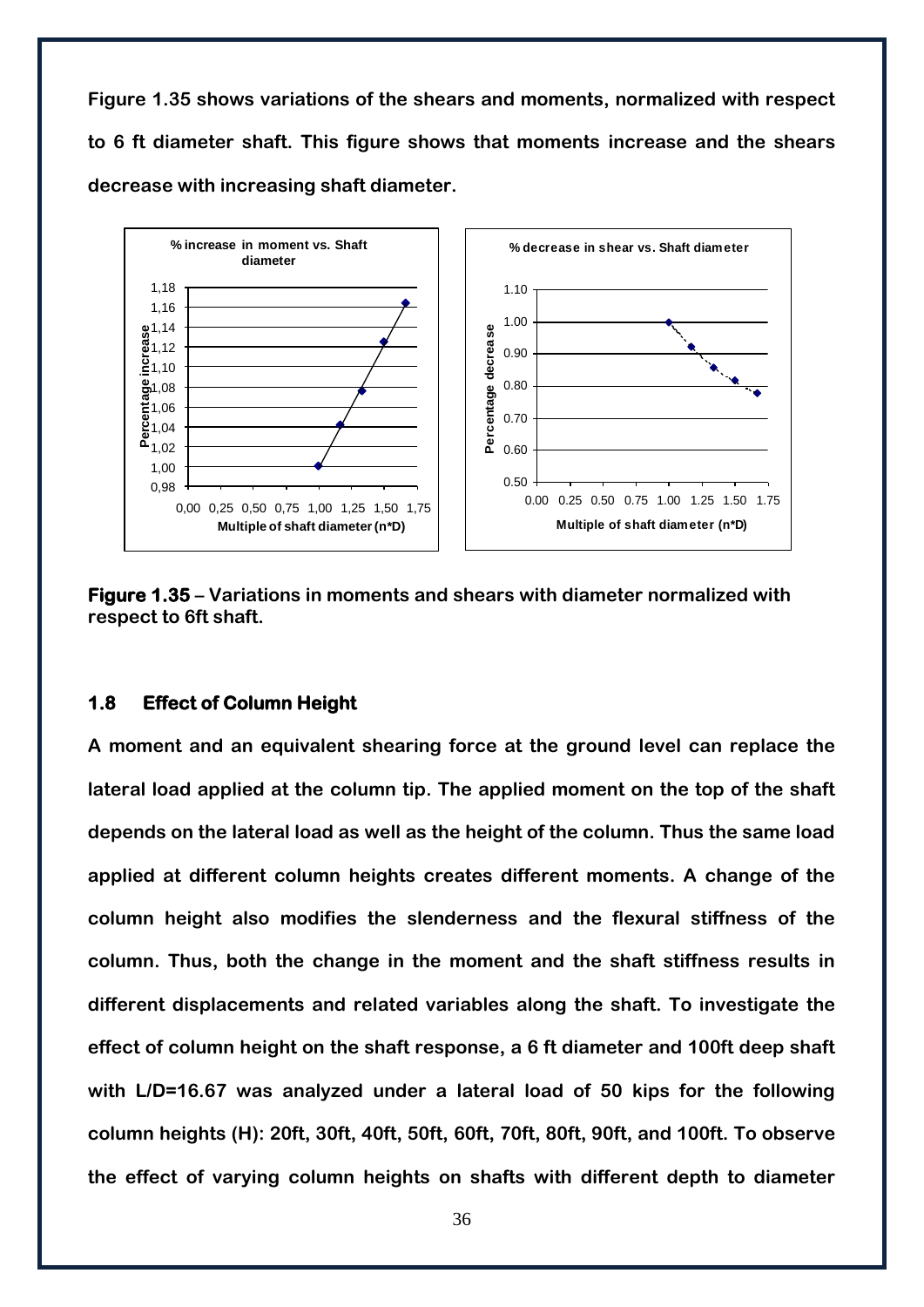**Figure 1.35 shows variations of the shears and moments, normalized with respect to 6 ft diameter shaft. This figure shows that moments increase and the shears decrease with increasing shaft diameter.**

**Figure 1.35 – Variations in moments and shears with diameter normalized with respect to 6ft shaft.**

### 1.8 Effect of Column Height

**A moment and an equivalent shearing force at the ground level can replace the lateral load applied at the column tip. The applied moment on the top of the shaft depends on the lateral load as well as the height of the column. Thus the same load applied at different column heights creates different moments. A change of the column height also modifies the slenderness and the flexural stiffness of the column. Thus, both the change in the moment and the shaft stiffness results in different displacements and related variables along the shaft. To investigate the effect of column height on the shaft response, a 6 ft diameter and 100ft deep shaft with L/D=16.67 was analyzed under a lateral load of 50 kips for the following column heights (H): 20ft, 30ft, 40ft, 50ft, 60ft, 70ft, 80ft, 90ft, and 100ft. To observe the effect of varying column heights on shafts with different depth to diameter**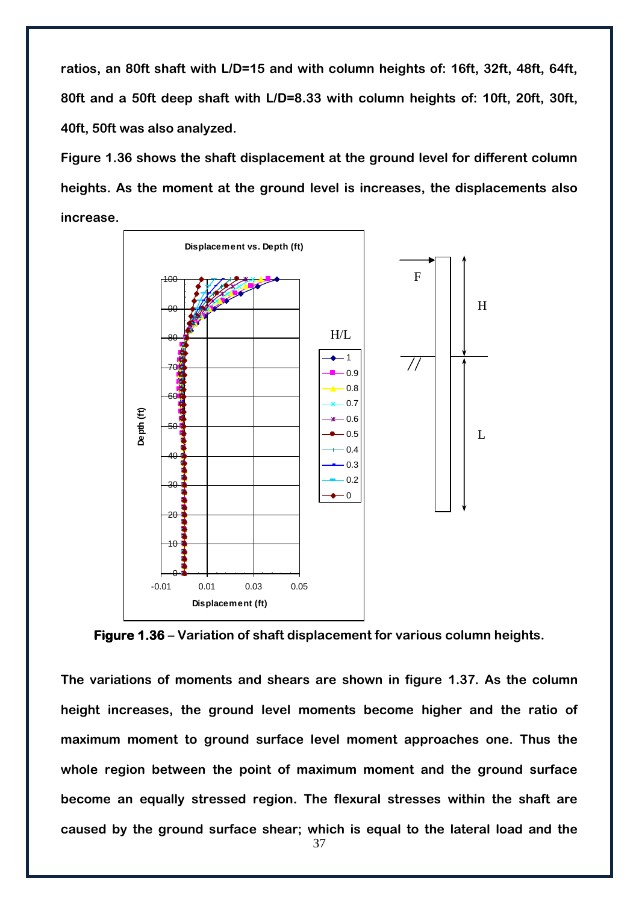**ratios, an 80ft shaft with L/D=15 and with column heights of: 16ft, 32ft, 48ft, 64ft, 80ft and a 50ft deep shaft with L/D=8.33 with column heights of: 10ft, 20ft, 30ft, 40ft, 50ft was also analyzed.**

**Figure 1.36 shows the shaft displacement at the ground level for different column heights. As the moment at the ground level is increases, the displacements also increase.**

**Figure 1.36 – Variation of shaft displacement for various column heights.**

**The variations of moments and shears are shown in figure 1.37. As the column height increases, the ground level moments become higher and the ratio of maximum moment to ground surface level moment approaches one. Thus the whole region between the point of maximum moment and the ground surface become an equally stressed region. The flexural stresses within the shaft are caused by the ground surface shear; which is equal to the lateral load and the**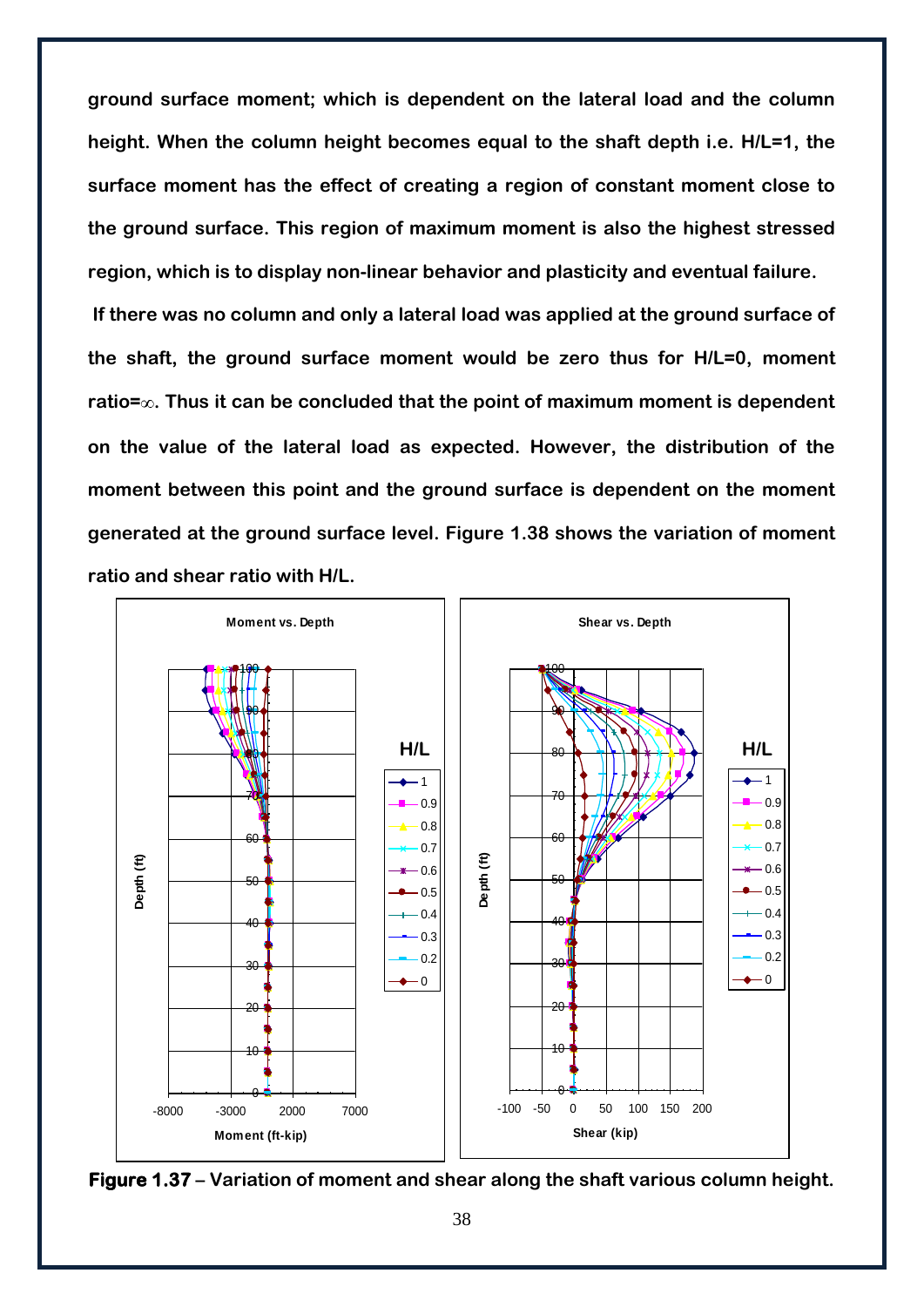**ground surface moment; which is dependent on the lateral load and the column height. When the column height becomes equal to the shaft depth i.e. H/L=1, the surface moment has the effect of creating a region of constant moment close to the ground surface. This region of maximum moment is also the highest stressed region, which is to display non-linear behavior and plasticity and eventual failure.**

**If there was no column and only a lateral load was applied at the ground surface of the shaft, the ground surface moment would be zero thus for H/L=0, moment ratio=∞. Thus it can be concluded that the point of maximum moment is dependent on the value of the lateral load as expected. However, the distribution of the moment between this point and the ground surface is dependent on the moment generated at the ground surface level. Figure 1.38 shows the variation of moment ratio and shear ratio with H/L.**

**Figure 1.37 – Variation of moment and shear along the shaft various column height.**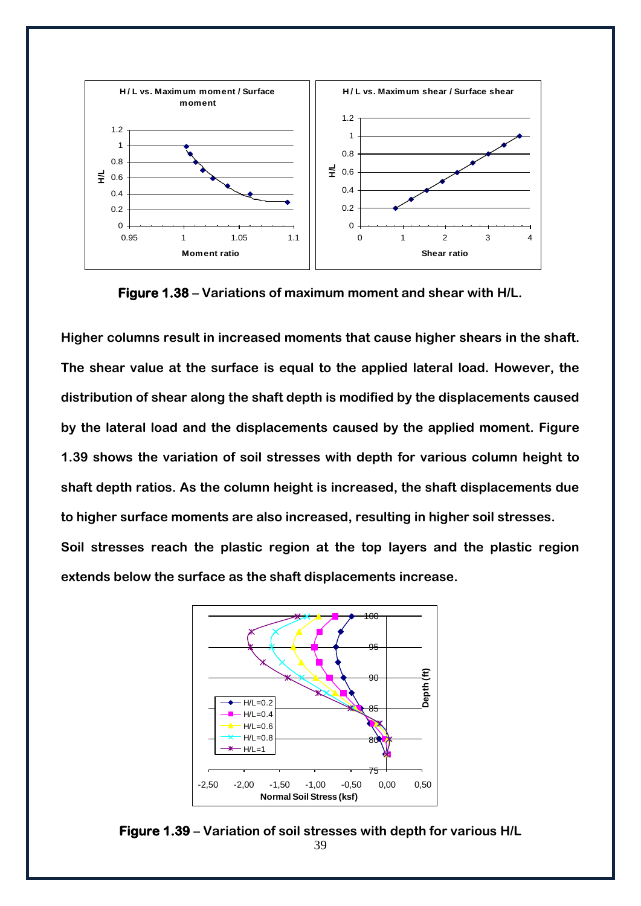**Figure 1.38** – Variations of maximum moment and shear with H/L.

Higher columns result in increased moments that cause higher shears in the shaft. The shear value at the surface is equal to the applied lateral load. However, the distribution of shear along the shaft depth is modified by the displacements caused by the lateral load and the displacements caused by the applied moment. Figure 1.39 shows the variation of soil stresses with depth for various column height to shaft depth ratios. As the column height is increased, the shaft displacements due to higher surface moments are also increased, resulting in higher soil stresses.

Soil stresses reach the plastic region at the top layers and the plastic region extends below the surface as the shaft displacements increase.

**Figure 1.39** – Variation of soil stresses with depth for various H/L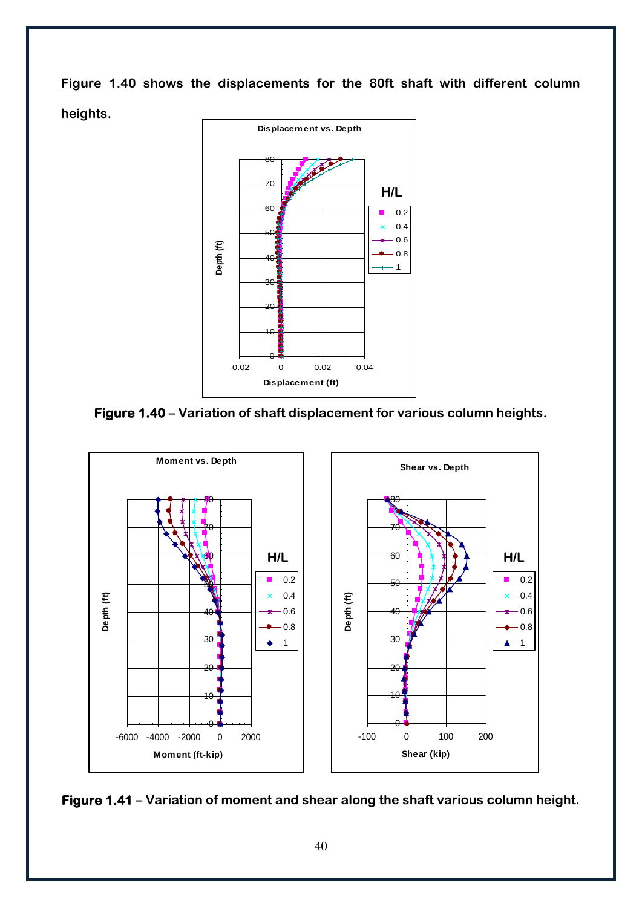Figure 1.40 shows the displacements for the 80ft shaft with different column heights.

**Figure 1.40** – Variation of shaft displacement for various column heights.

**Figure 1.41** – Variation of moment and shear along the shaft various column height.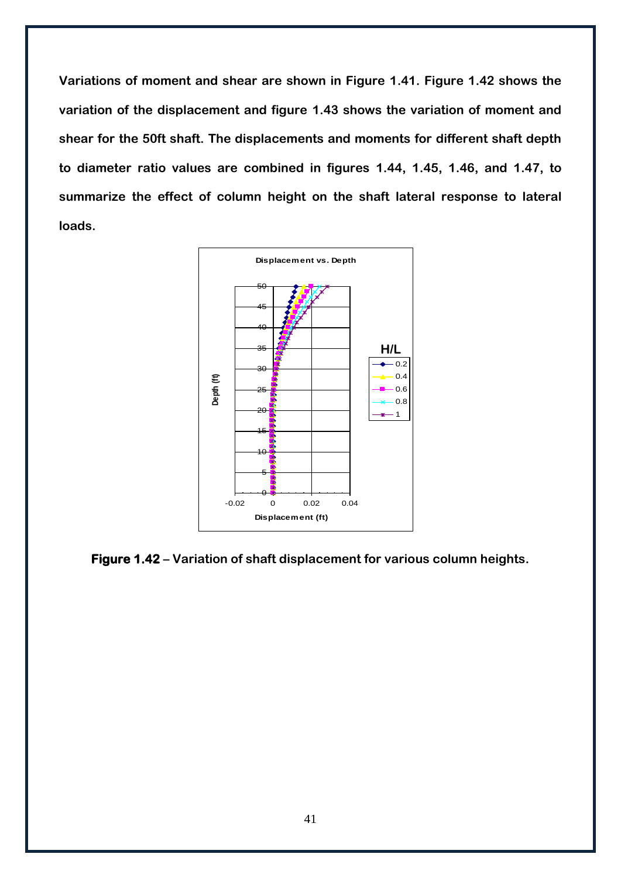Variations of moment and shear are shown in Figure 1.41. Figure 1.42 shows the variation of the displacement and figure 1.43 shows the variation of moment and shear for the 50ft shaft. The displacements and moments for different shaft depth to diameter ratio values are combined in figures 1.44, 1.45, 1.46, and 1.47, to summarize the effect of column height on the shaft lateral response to lateral loads.

**Figure 1.42** – Variation of shaft displacement for various column heights.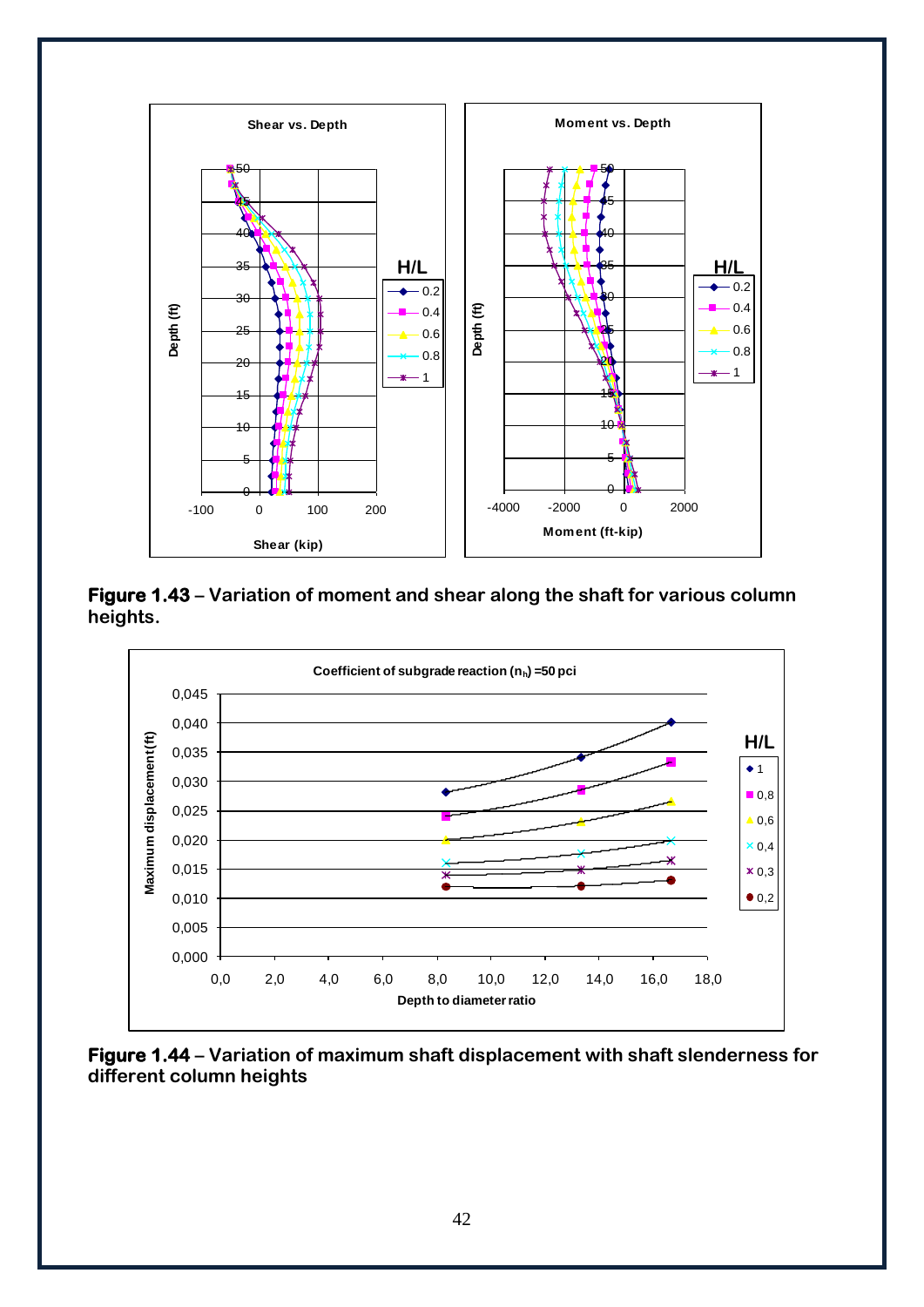**Figure 1.43** – Variation of moment and shear along the shaft for various column heights.

**Figure 1.44** – Variation of maximum shaft displacement with shaft slenderness for different column heights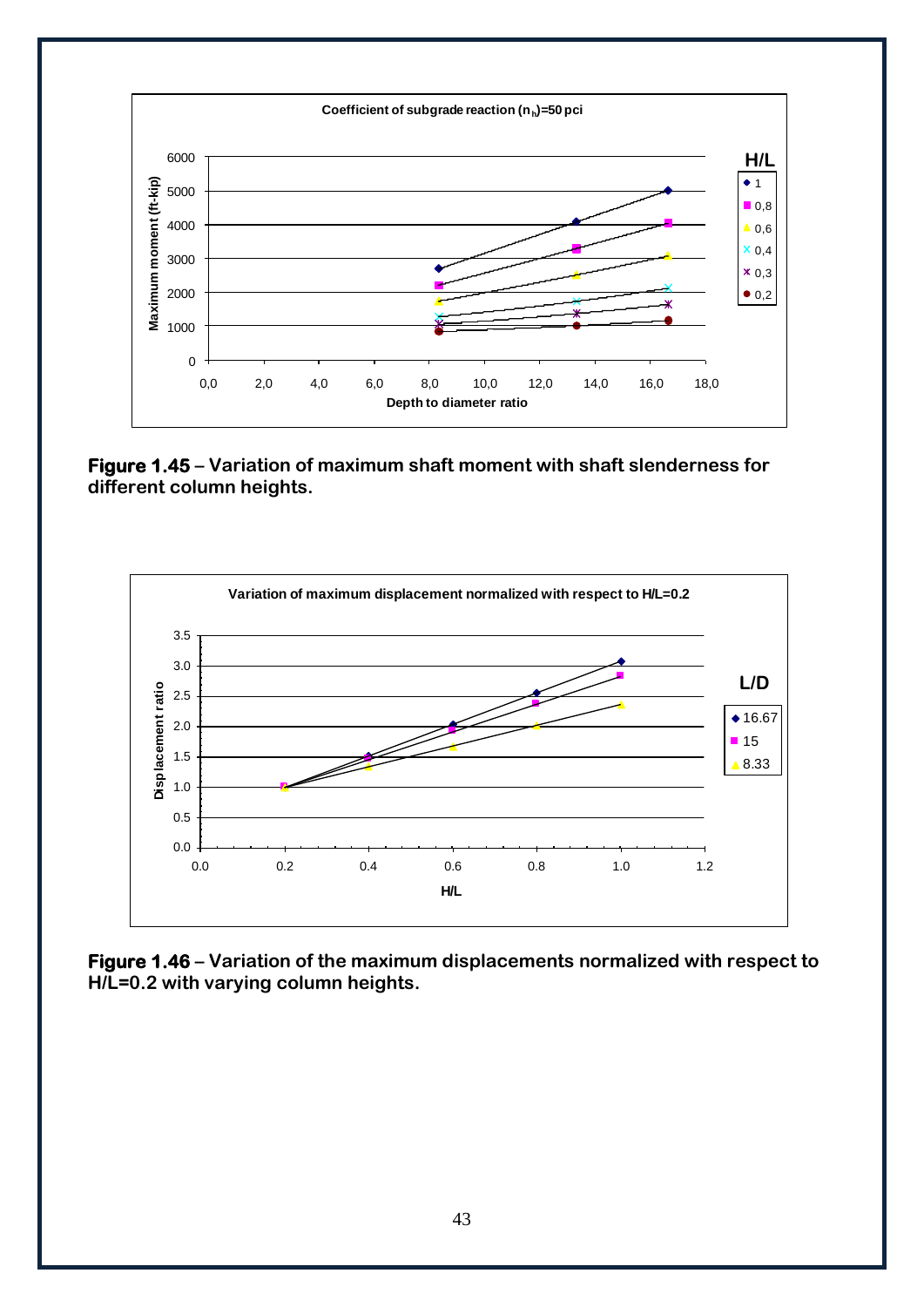**Figure 1.45** – Variation of maximum shaft moment with shaft slenderness for different column heights.

**Figure 1.46** – Variation of the maximum displacements normalized with respect to H/L=0.2 with varying column heights.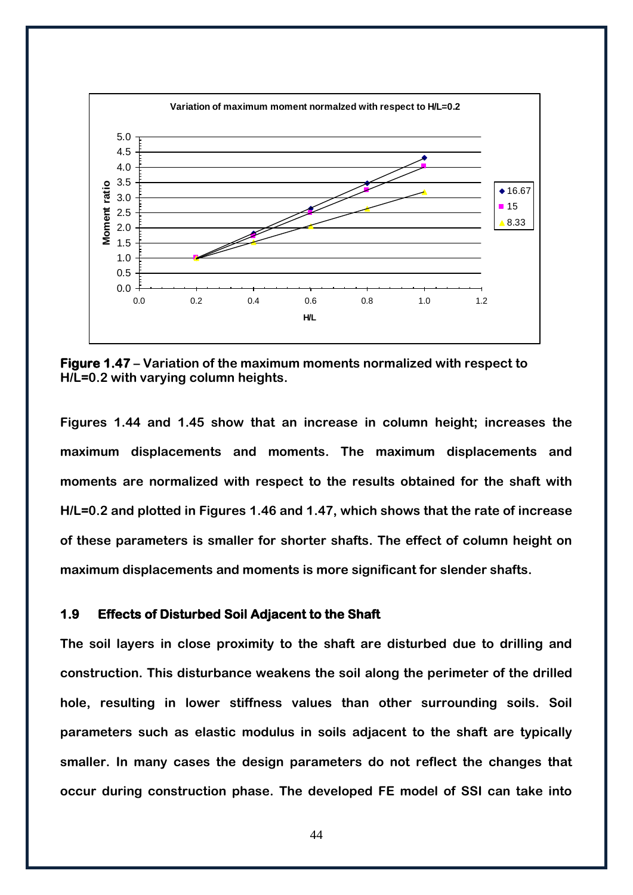**Figure 1.47** – **Variation of the maximum moments normalized with respect to H/L=0.2 with varying column heights.**

**Figures 1.44 and 1.45 show that an increase in column height; increases the maximum displacements and moments. The maximum displacements and moments are normalized with respect to the results obtained for the shaft with H/L=0.2 and plotted in Figures 1.46 and 1.47, which shows that the rate of increase of these parameters is smaller for shorter shafts. The effect of column height on maximum displacements and moments is more significant for slender shafts.**

## 1.9 Effects of Disturbed Soil Adjacent to the Shaft

**The soil layers in close proximity to the shaft are disturbed due to drilling and construction. This disturbance weakens the soil along the perimeter of the drilled hole, resulting in lower stiffness values than other surrounding soils. Soil parameters such as elastic modulus in soils adjacent to the shaft are typically smaller. In many cases the design parameters do not reflect the changes that occur during construction phase. The developed FE model of SSI can take into**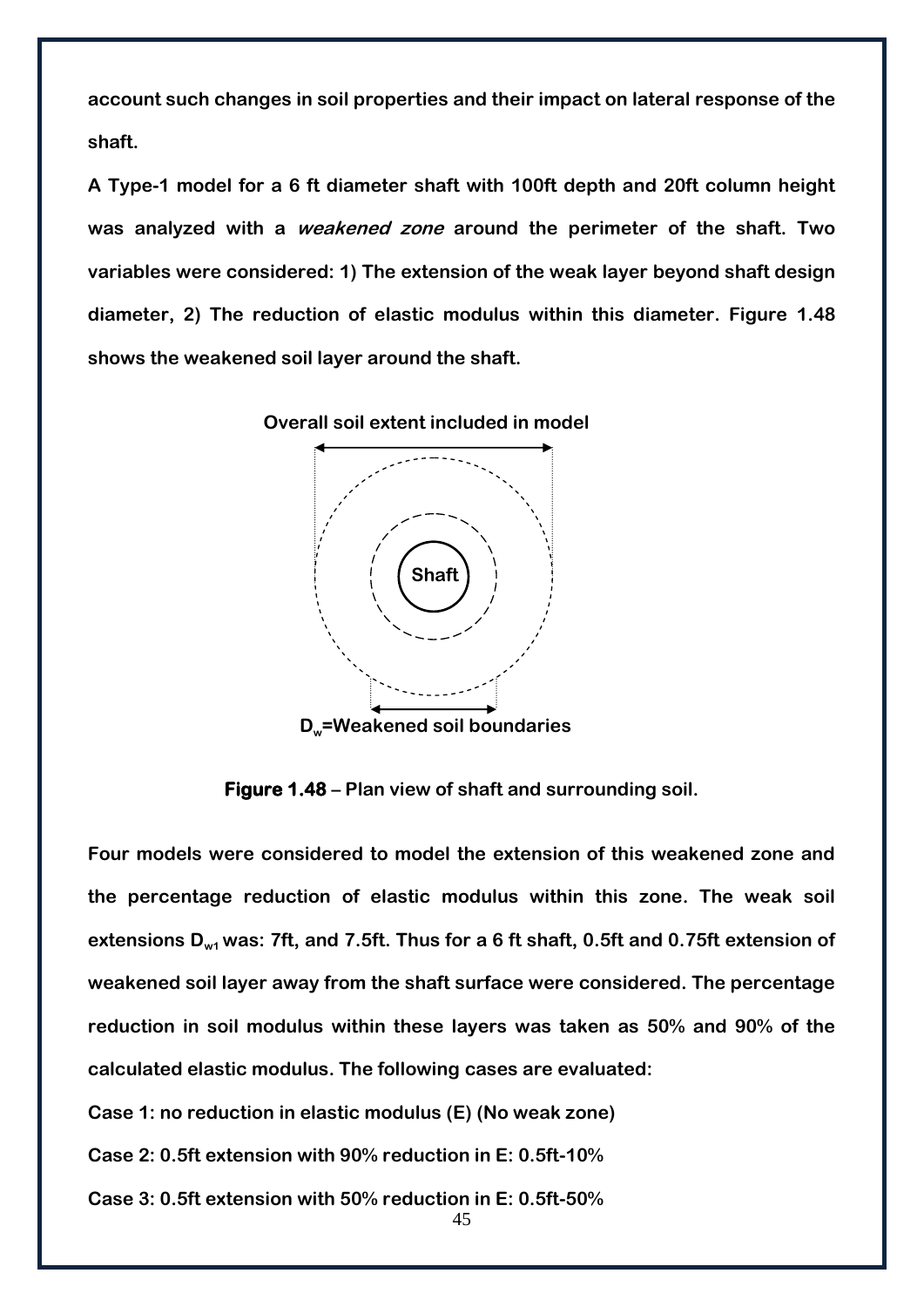**account such changes in soil properties and their impact on lateral response of the shaft.**

**A Type-1 model for a 6 ft diameter shaft with 100ft depth and 20ft column height was analyzed with a *weakened zone* around the perimeter of the shaft. Two variables were considered: 1) The extension of the weak layer beyond shaft design diameter, 2) The reduction of elastic modulus within this diameter. Figure 1.48 shows the weakened soil layer around the shaft.**

**Overall soil extent included in model**

**Shaft**

**$D_w$=Weakened soil boundaries**

**Figure 1.48 – Plan view of shaft and surrounding soil.**

**Four models were considered to model the extension of this weakened zone and the percentage reduction of elastic modulus within this zone. The weak soil extensions $D_{w1}$ was: 7ft, and 7.5ft. Thus for a 6 ft shaft, 0.5ft and 0.75ft extension of weakened soil layer away from the shaft surface were considered. The percentage reduction in soil modulus within these layers was taken as 50% and 90% of the calculated elastic modulus. The following cases are evaluated:**

**Case 1: no reduction in elastic modulus (E) (No weak zone)**

**Case 2: 0.5ft extension with 90% reduction in E: 0.5ft-10%**

**Case 3: 0.5ft extension with 50% reduction in E: 0.5ft-50%**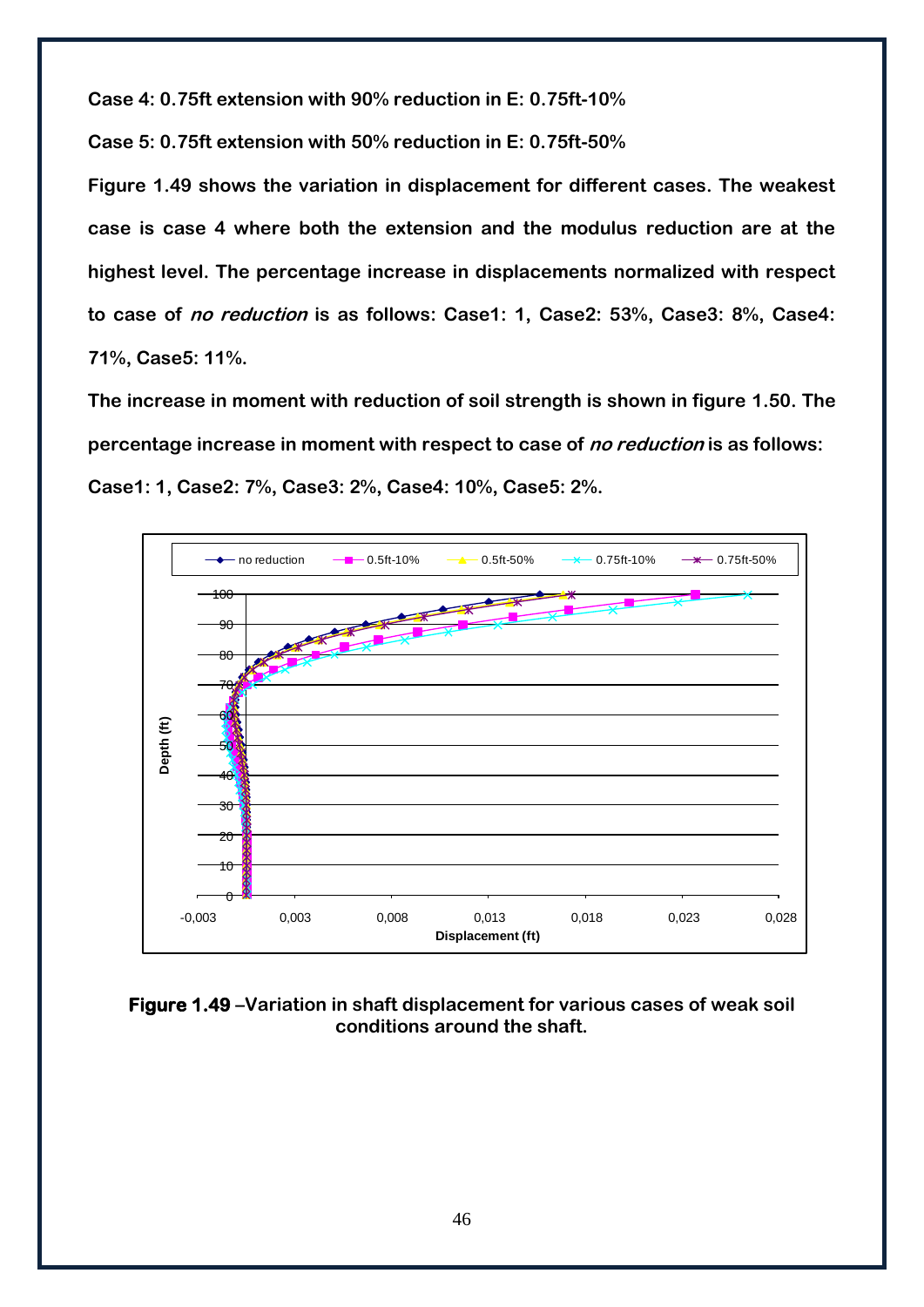**Case 4: 0.75ft extension with 90% reduction in E: 0.75ft-10%**

**Case 5: 0.75ft extension with 50% reduction in E: 0.75ft-50%**

**Figure 1.49 shows the variation in displacement for different cases. The weakest case is case 4 where both the extension and the modulus reduction are at the highest level. The percentage increase in displacements normalized with respect to case of *no reduction* is as follows: Case1: 1, Case2: 53%, Case3: 8%, Case4: 71%, Case5: 11%.**

**The increase in moment with reduction of soil strength is shown in figure 1.50. The percentage increase in moment with respect to case of *no reduction* is as follows: Case1: 1, Case2: 7%, Case3: 2%, Case4: 10%, Case5: 2%.**

**Figure 1.49** **–Variation in shaft displacement for various cases of weak soil conditions around the shaft.**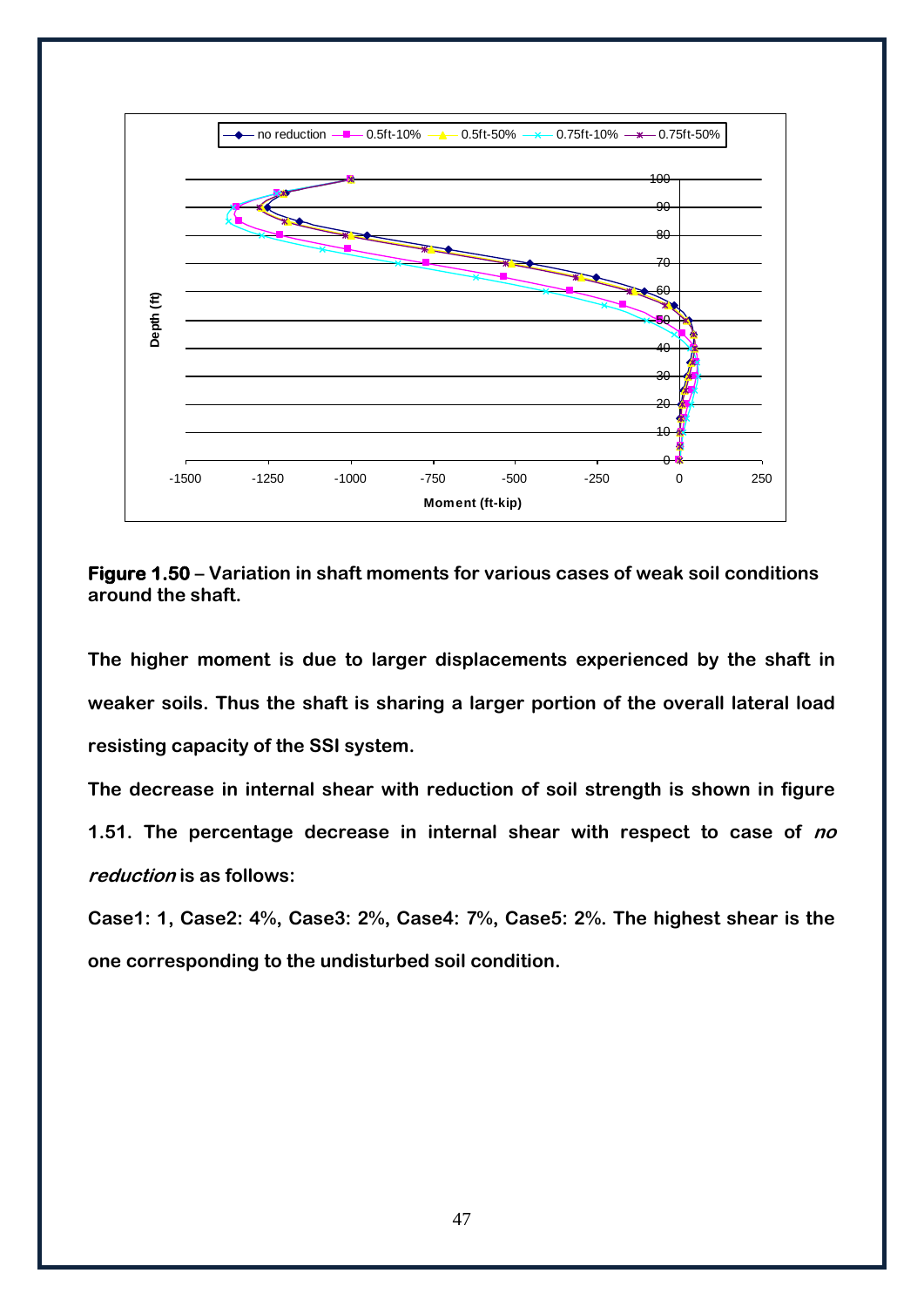**Figure 1.50** – **Variation in shaft moments for various cases of weak soil conditions around the shaft.**

**The higher moment is due to larger displacements experienced by the shaft in weaker soils. Thus the shaft is sharing a larger portion of the overall lateral load resisting capacity of the SSI system.**

**The decrease in internal shear with reduction of soil strength is shown in figure 1.51. The percentage decrease in internal shear with respect to case of *no reduction* is as follows:**

**Case1: 1, Case2: 4%, Case3: 2%, Case4: 7%, Case5: 2%. The highest shear is the one corresponding to the undisturbed soil condition.**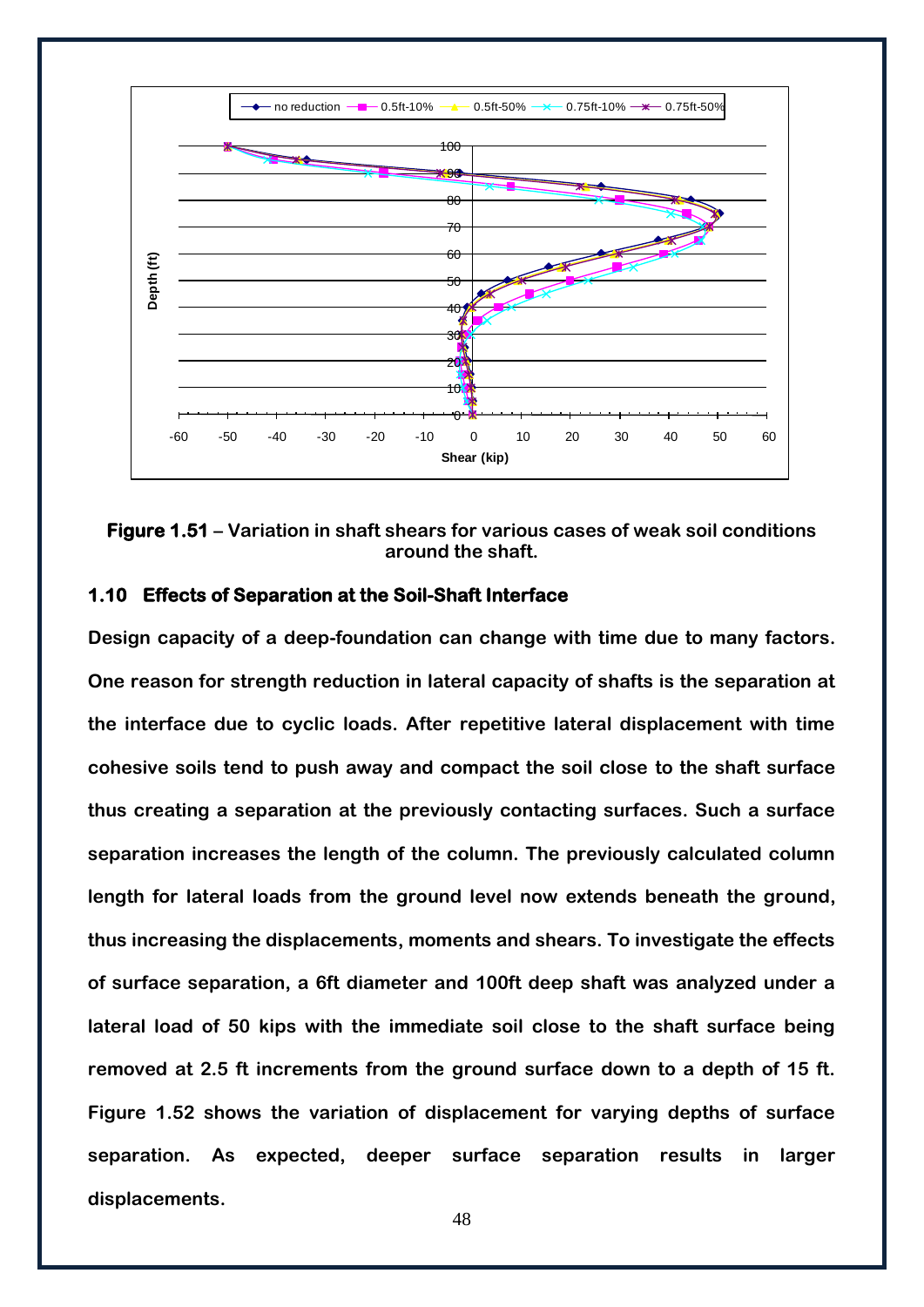**Figure 1.51** – Variation in shaft shears for various cases of weak soil conditions around the shaft.

### 1.10 Effects of Separation at the Soil-Shaft Interface

Design capacity of a deep-foundation can change with time due to many factors. One reason for strength reduction in lateral capacity of shafts is the separation at the interface due to cyclic loads. After repetitive lateral displacement with time cohesive soils tend to push away and compact the soil close to the shaft surface thus creating a separation at the previously contacting surfaces. Such a surface separation increases the length of the column. The previously calculated column length for lateral loads from the ground level now extends beneath the ground, thus increasing the displacements, moments and shears. To investigate the effects of surface separation, a 6ft diameter and 100ft deep shaft was analyzed under a lateral load of 50 kips with the immediate soil close to the shaft surface being removed at 2.5 ft increments from the ground surface down to a depth of 15 ft. Figure 1.52 shows the variation of displacement for varying depths of surface separation. As expected, deeper surface separation results in larger displacements.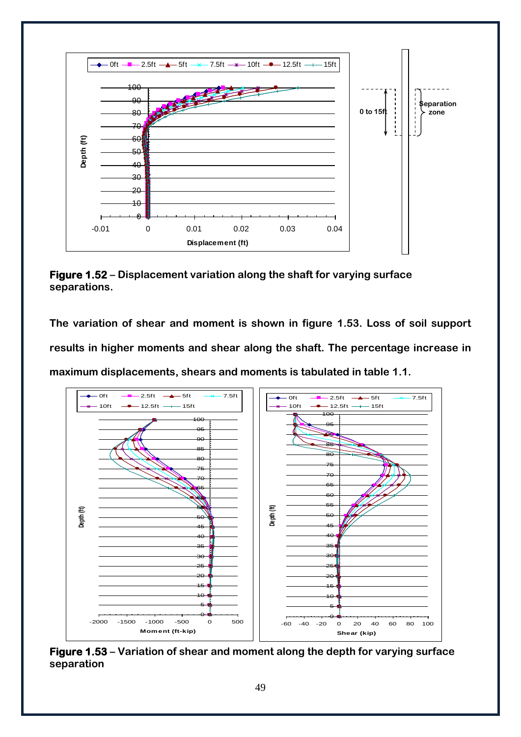**Figure 1.52** – Displacement variation along the shaft for varying surface separations.

The variation of shear and moment is shown in figure 1.53. Loss of soil support results in higher moments and shear along the shaft. The percentage increase in maximum displacements, shears and moments is tabulated in table 1.1.

**Figure 1.53** – Variation of shear and moment along the depth for varying surface separation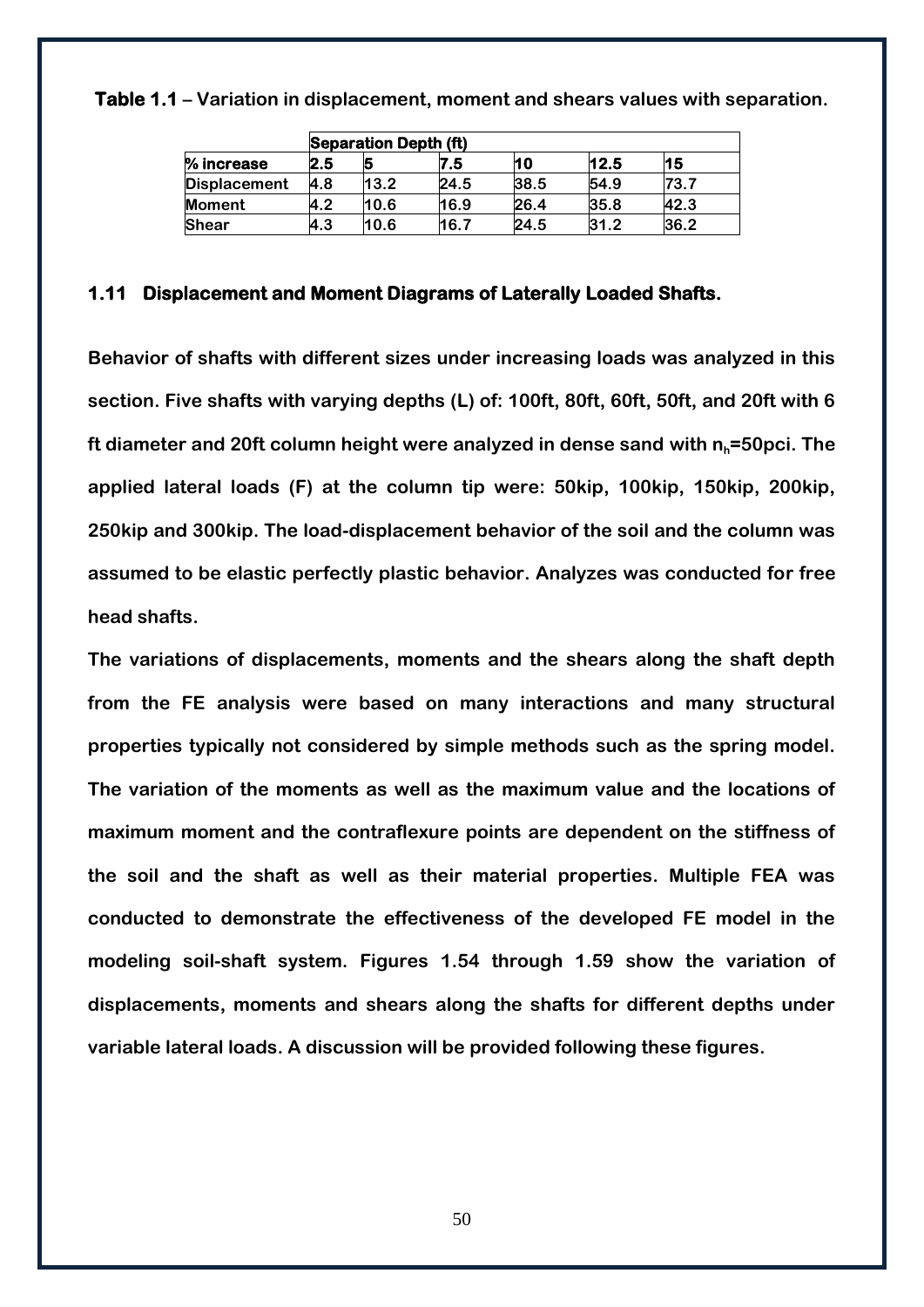**Table 1.1** – Variation in displacement, moment and shears values with separation.

| | Separation Depth (ft) | | | | | |
|---|---|---|---|---|---|---|
| **% increase** | **2.5** | **5** | **7.5** | **10** | **12.5** | **15** |
| **Displacement** | 4.8 | 13.2 | 24.5 | 38.5 | 54.9 | 73.7 |
| **Moment** | 4.2 | 10.6 | 16.9 | 26.4 | 35.8 | 42.3 |
| **Shear** | 4.3 | 10.6 | 16.7 | 24.5 | 31.2 | 36.2 |

### 1.11 Displacement and Moment Diagrams of Laterally Loaded Shafts.

Behavior of shafts with different sizes under increasing loads was analyzed in this section. Five shafts with varying depths (L) of: 100ft, 80ft, 60ft, 50ft, and 20ft with 6 ft diameter and 20ft column height were analyzed in dense sand with $n_h$=50pci. The applied lateral loads (F) at the column tip were: 50kip, 100kip, 150kip, 200kip, 250kip and 300kip. The load-displacement behavior of the soil and the column was assumed to be elastic perfectly plastic behavior. Analyzes was conducted for free head shafts.

The variations of displacements, moments and the shears along the shaft depth from the FE analysis were based on many interactions and many structural properties typically not considered by simple methods such as the spring model. The variation of the moments as well as the maximum value and the locations of maximum moment and the contraflexure points are dependent on the stiffness of the soil and the shaft as well as their material properties. Multiple FEA was conducted to demonstrate the effectiveness of the developed FE model in the modeling soil-shaft system. Figures 1.54 through 1.59 show the variation of displacements, moments and shears along the shafts for different depths under variable lateral loads. A discussion will be provided following these figures.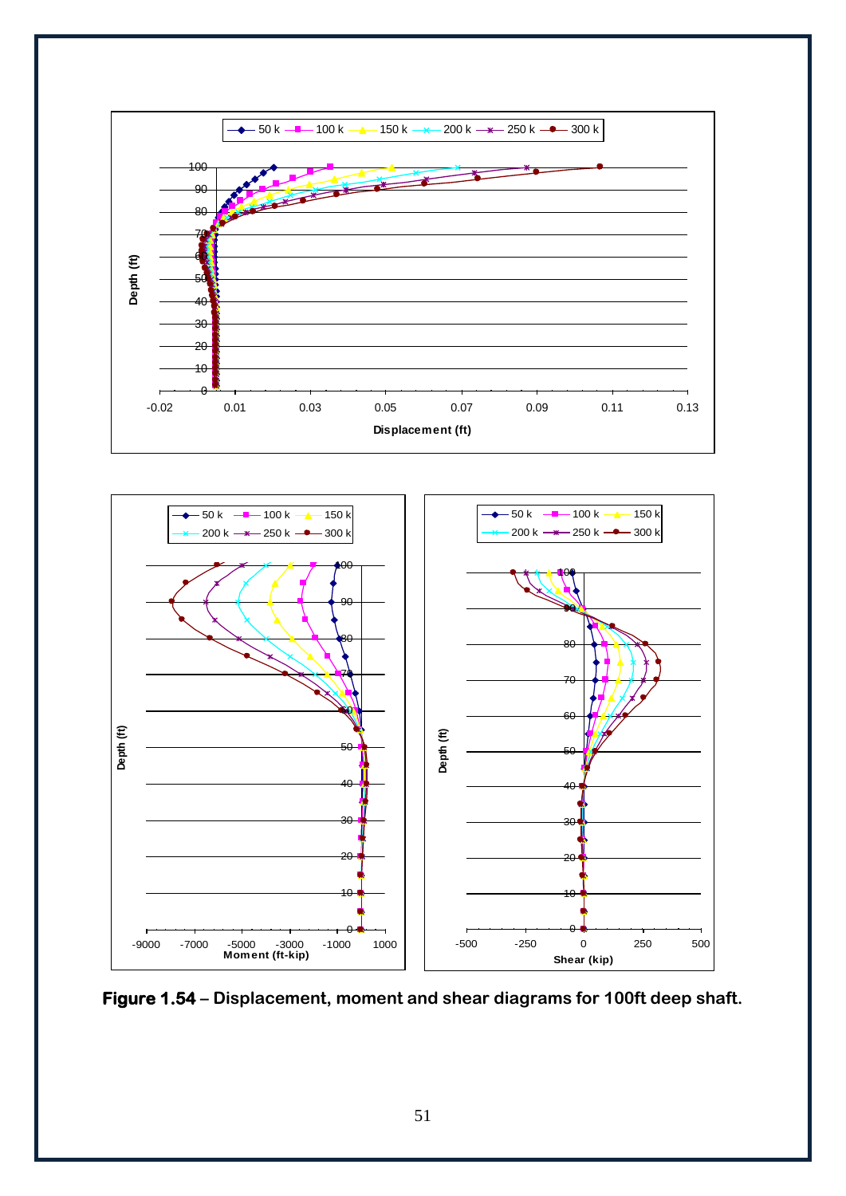**Figure 1.54** – Displacement, moment and shear diagrams for 100ft deep shaft.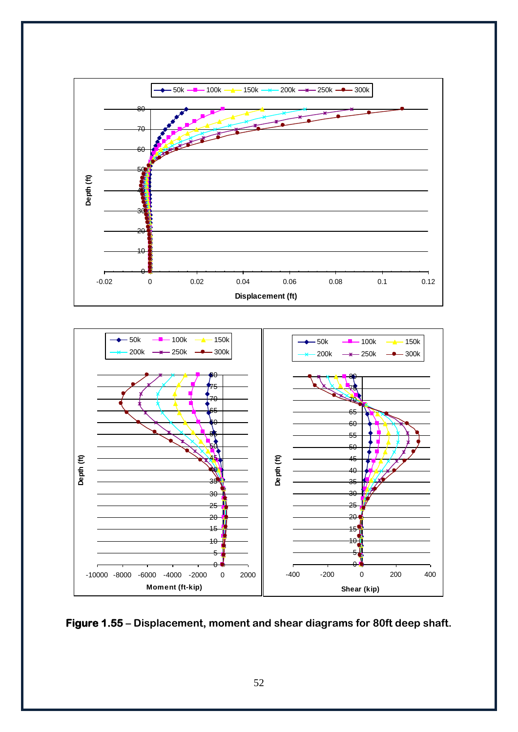**Figure 1.55** – Displacement, moment and shear diagrams for 80ft deep shaft.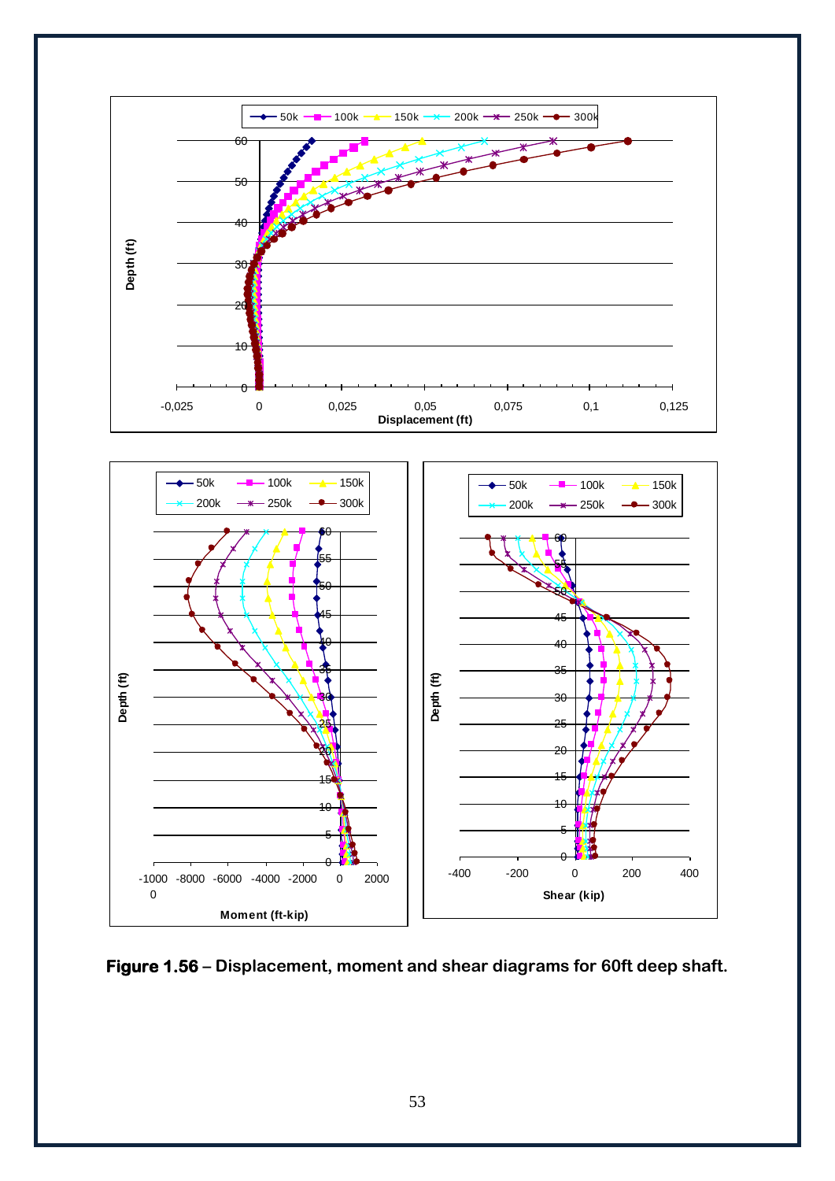**Figure 1.56** – Displacement, moment and shear diagrams for 60ft deep shaft.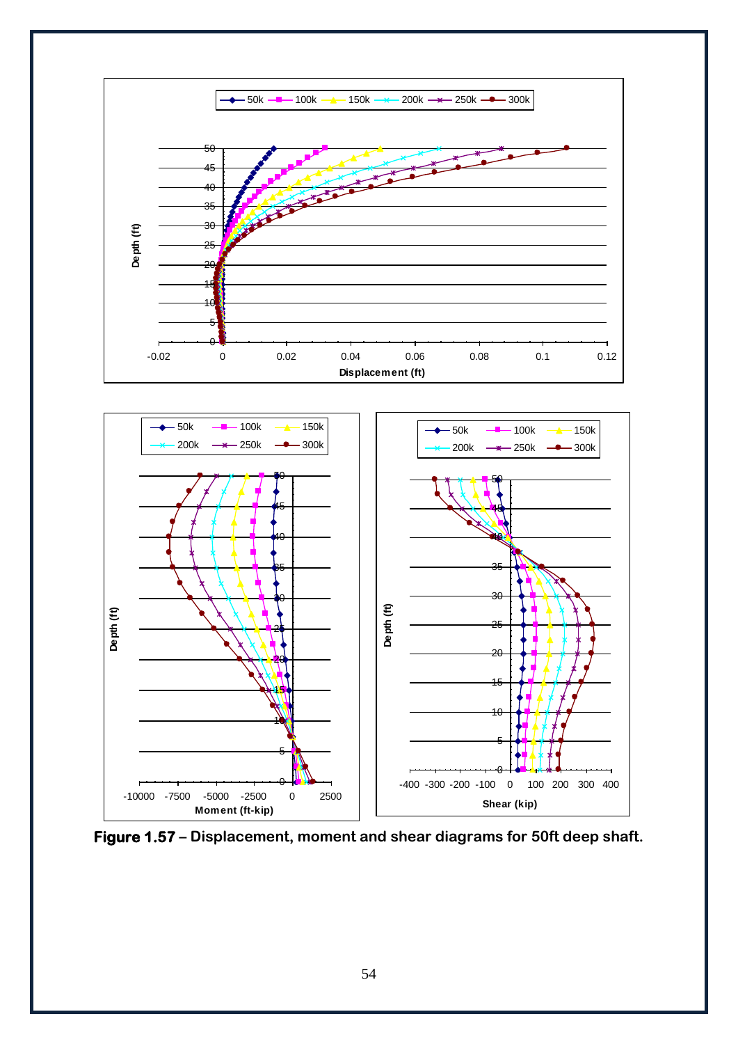**Figure 1.57 – Displacement, moment and shear diagrams for 50ft deep shaft.**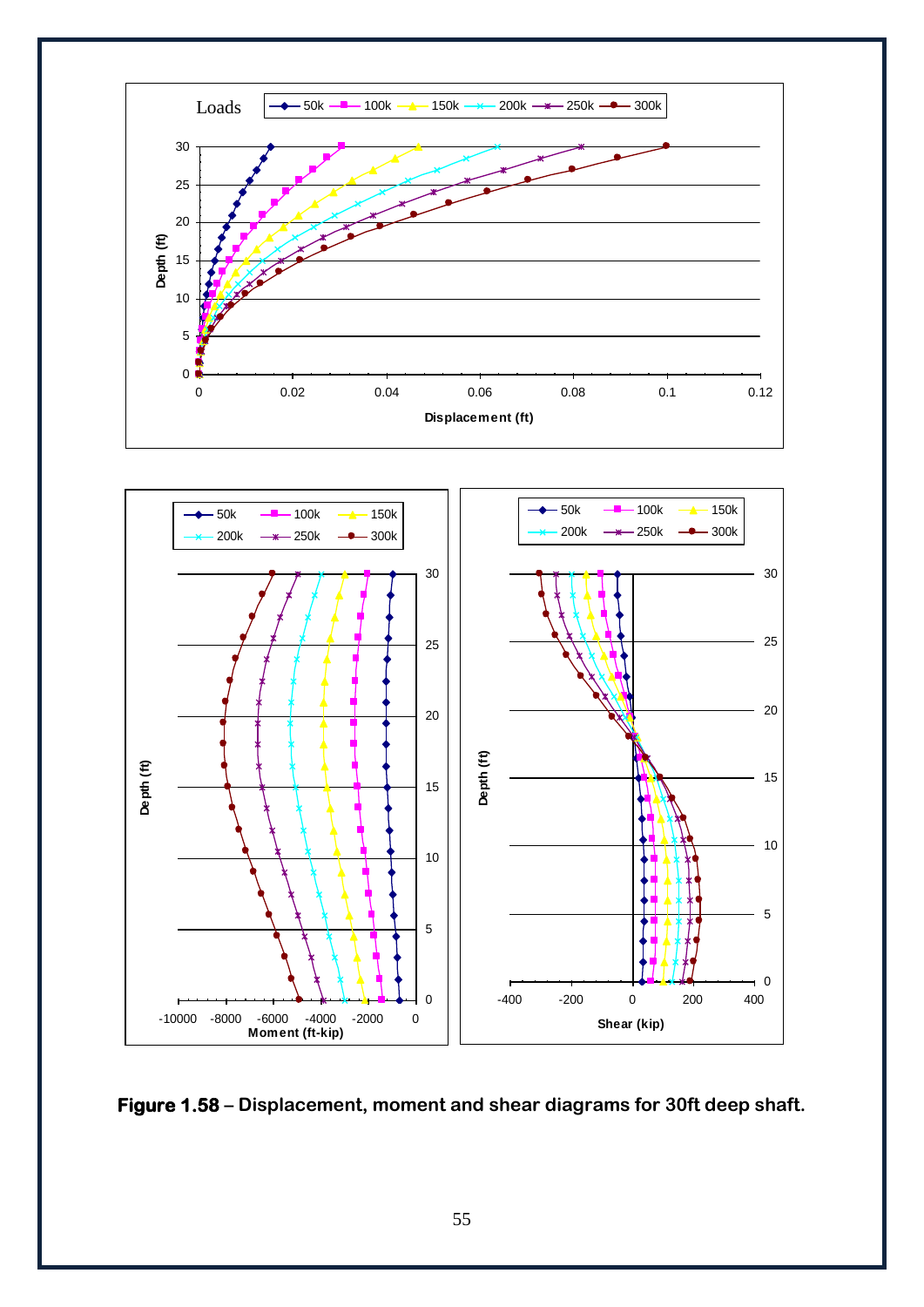**Figure 1.58 – Displacement, moment and shear diagrams for 30ft deep shaft.**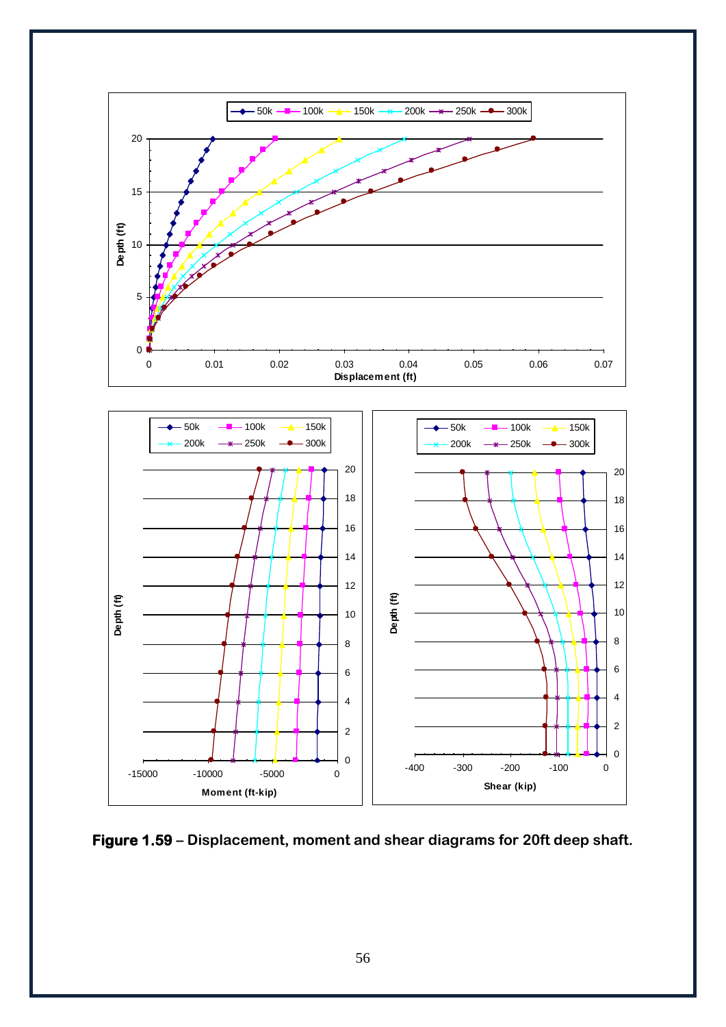**Figure 1.59** – Displacement, moment and shear diagrams for 20ft deep shaft.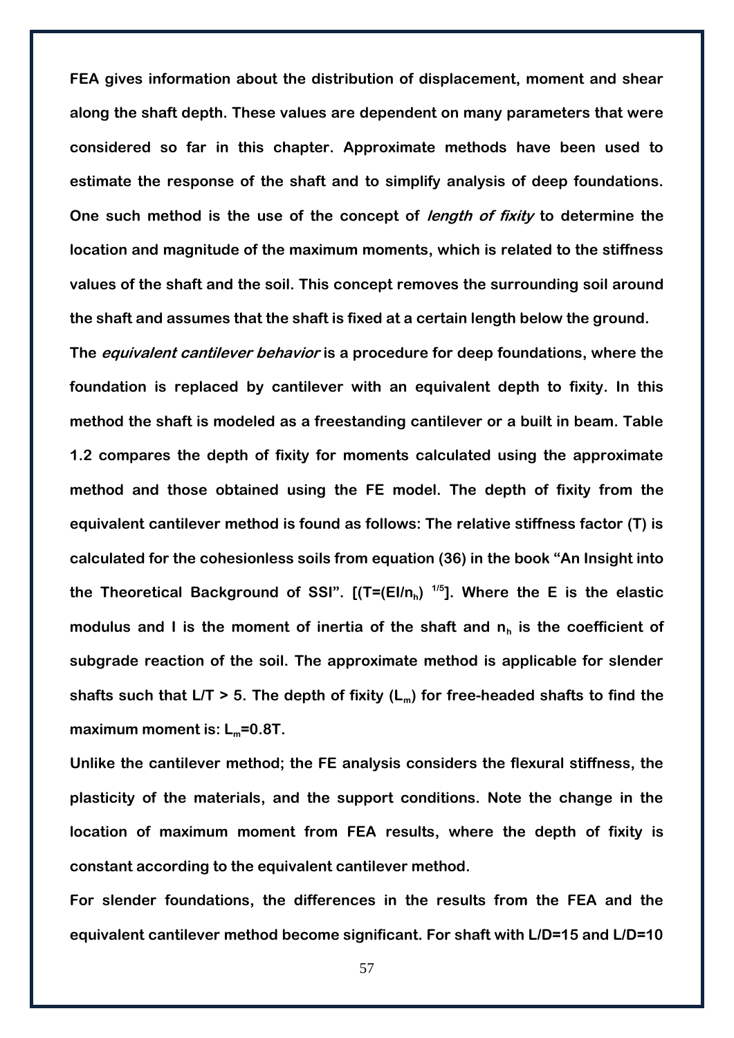**FEA gives information about the distribution of displacement, moment and shear along the shaft depth. These values are dependent on many parameters that were considered so far in this chapter. Approximate methods have been used to estimate the response of the shaft and to simplify analysis of deep foundations. One such method is the use of the concept of *length of fixity* to determine the location and magnitude of the maximum moments, which is related to the stiffness values of the shaft and the soil. This concept removes the surrounding soil around the shaft and assumes that the shaft is fixed at a certain length below the ground.**

**The *equivalent cantilever behavior* is a procedure for deep foundations, where the foundation is replaced by cantilever with an equivalent depth to fixity. In this method the shaft is modeled as a freestanding cantilever or a built in beam. Table 1.2 compares the depth of fixity for moments calculated using the approximate method and those obtained using the FE model. The depth of fixity from the equivalent cantilever method is found as follows: The relative stiffness factor (T) is calculated for the cohesionless soils from equation (36) in the book "An Insight into the Theoretical Background of SSI". [($T=(EI/n_h)^{1/5}$]. Where the E is the elastic modulus and I is the moment of inertia of the shaft and $n_h$ is the coefficient of subgrade reaction of the soil. The approximate method is applicable for slender shafts such that L/T > 5. The depth of fixity ($L_m$) for free-headed shafts to find the maximum moment is: $L_m=0.8T$.**

**Unlike the cantilever method; the FE analysis considers the flexural stiffness, the plasticity of the materials, and the support conditions. Note the change in the location of maximum moment from FEA results, where the depth of fixity is constant according to the equivalent cantilever method.**

**For slender foundations, the differences in the results from the FEA and the equivalent cantilever method become significant. For shaft with L/D=15 and L/D=10**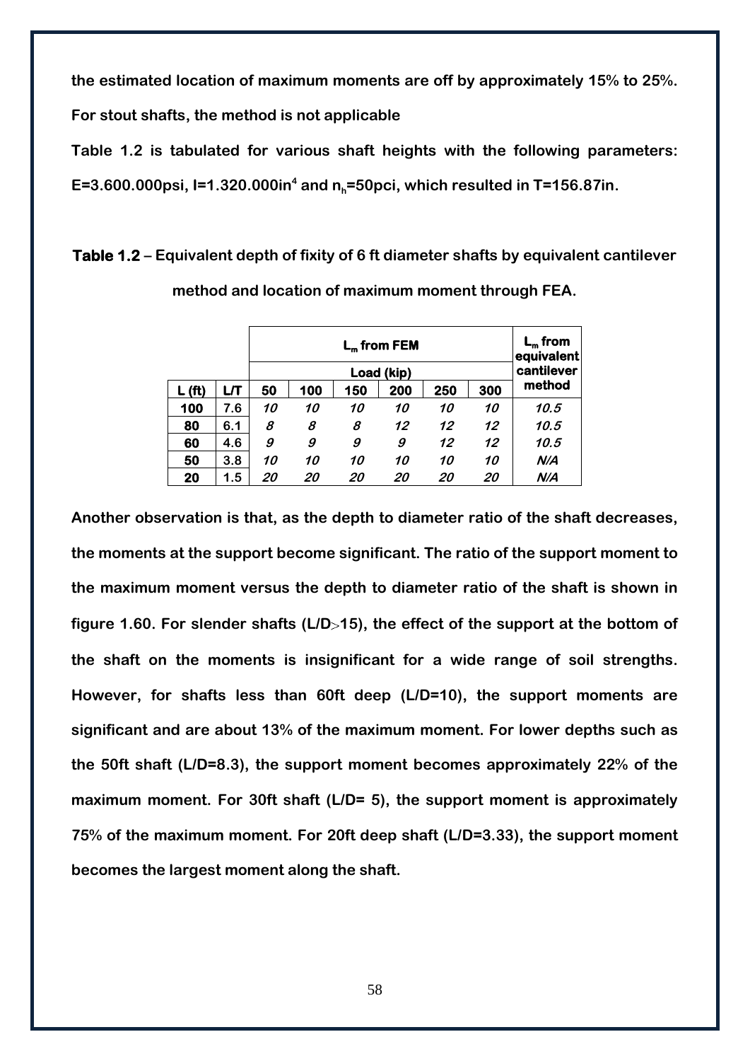**the estimated location of maximum moments are off by approximately 15% to 25%. For stout shafts, the method is not applicable**

**Table 1.2 is tabulated for various shaft heights with the following parameters: E=3.600.000psi, I=1.320.000in$^4$ and $n_h$=50pci, which resulted in T=156.87in.**

**Table 1.2 – Equivalent depth of fixity of 6 ft diameter shafts by equivalent cantilever method and location of maximum moment through FEA.**

| | | $L_m$ from FEM | | | | | | $L_m$ from equivalent cantilever method |
|---|---|---|---|---|---|---|---|---|
| | | Load (kip) | | | | | | |
| **L (ft)** | **L/T** | **50** | **100** | **150** | **200** | **250** | **300** | |
| **100** | 7.6 | *10* | *10* | *10* | *10* | *10* | *10* | *10.5* |
| **80** | 6.1 | *8* | *8* | *8* | *12* | *12* | *12* | *10.5* |
| **60** | 4.6 | *9* | *9* | *9* | *9* | *12* | *12* | *10.5* |
| **50** | 3.8 | *10* | *10* | *10* | *10* | *10* | *10* | *N/A* |
| **20** | 1.5 | *20* | *20* | *20* | *20* | *20* | *20* | *N/A* |

**Another observation is that, as the depth to diameter ratio of the shaft decreases, the moments at the support become significant. The ratio of the support moment to the maximum moment versus the depth to diameter ratio of the shaft is shown in figure 1.60. For slender shafts (L/D>15), the effect of the support at the bottom of the shaft on the moments is insignificant for a wide range of soil strengths. However, for shafts less than 60ft deep (L/D=10), the support moments are significant and are about 13% of the maximum moment. For lower depths such as the 50ft shaft (L/D=8.3), the support moment becomes approximately 22% of the maximum moment. For 30ft shaft (L/D= 5), the support moment is approximately 75% of the maximum moment. For 20ft deep shaft (L/D=3.33), the support moment becomes the largest moment along the shaft.**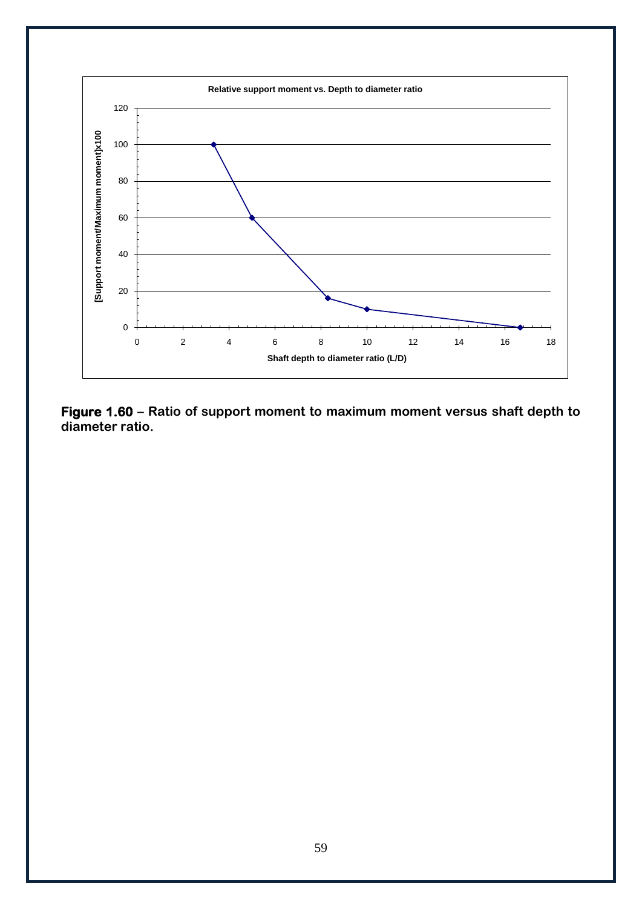**Figure 1.60** – **Ratio of support moment to maximum moment versus shaft depth to diameter ratio.**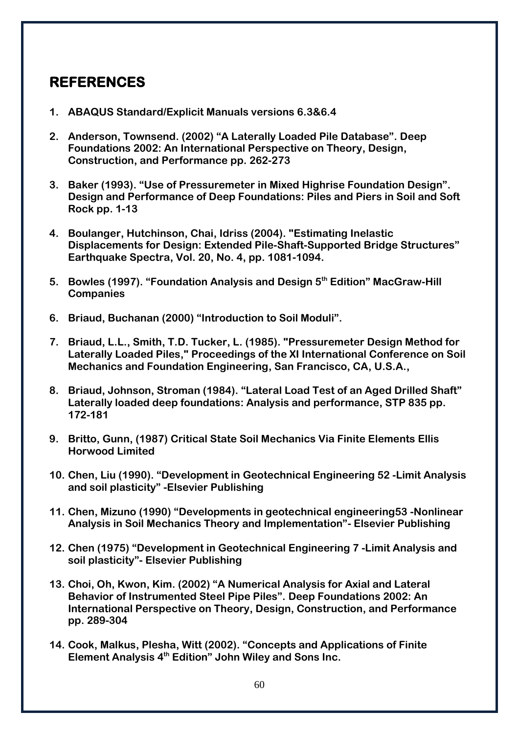# REFERENCES

1. **ABAQUS Standard/Explicit Manuals versions 6.3&6.4**

2. **Anderson, Townsend. (2002) "A Laterally Loaded Pile Database". Deep Foundations 2002: An International Perspective on Theory, Design, Construction, and Performance pp. 262-273**

3. **Baker (1993). "Use of Pressuremeter in Mixed Highrise Foundation Design". Design and Performance of Deep Foundations: Piles and Piers in Soil and Soft Rock pp. 1-13**

4. **Boulanger, Hutchinson, Chai, Idriss (2004). "Estimating Inelastic Displacements for Design: Extended Pile-Shaft-Supported Bridge Structures" Earthquake Spectra, Vol. 20, No. 4, pp. 1081-1094.**

5. **Bowles (1997). "Foundation Analysis and Design 5th Edition" MacGraw-Hill Companies**

6. **Briaud, Buchanan (2000) "Introduction to Soil Moduli".**

7. **Briaud, L.L., Smith, T.D. Tucker, L. (1985). "Pressuremeter Design Method for Laterally Loaded Piles," Proceedings of the XI International Conference on Soil Mechanics and Foundation Engineering, San Francisco, CA, U.S.A.,**

8. **Briaud, Johnson, Stroman (1984). "Lateral Load Test of an Aged Drilled Shaft" Laterally loaded deep foundations: Analysis and performance, STP 835 pp. 172-181**

9. **Britto, Gunn, (1987) Critical State Soil Mechanics Via Finite Elements Ellis Horwood Limited**

10. **Chen, Liu (1990). "Development in Geotechnical Engineering 52 -Limit Analysis and soil plasticity" -Elsevier Publishing**

11. **Chen, Mizuno (1990) "Developments in geotechnical engineering53 -Nonlinear Analysis in Soil Mechanics Theory and Implementation"- Elsevier Publishing**

12. **Chen (1975) "Development in Geotechnical Engineering 7 -Limit Analysis and soil plasticity"- Elsevier Publishing**

13. **Choi, Oh, Kwon, Kim. (2002) "A Numerical Analysis for Axial and Lateral Behavior of Instrumented Steel Pipe Piles". Deep Foundations 2002: An International Perspective on Theory, Design, Construction, and Performance pp. 289-304**

14. **Cook, Malkus, Plesha, Witt (2002). "Concepts and Applications of Finite Element Analysis 4th Edition" John Wiley and Sons Inc.**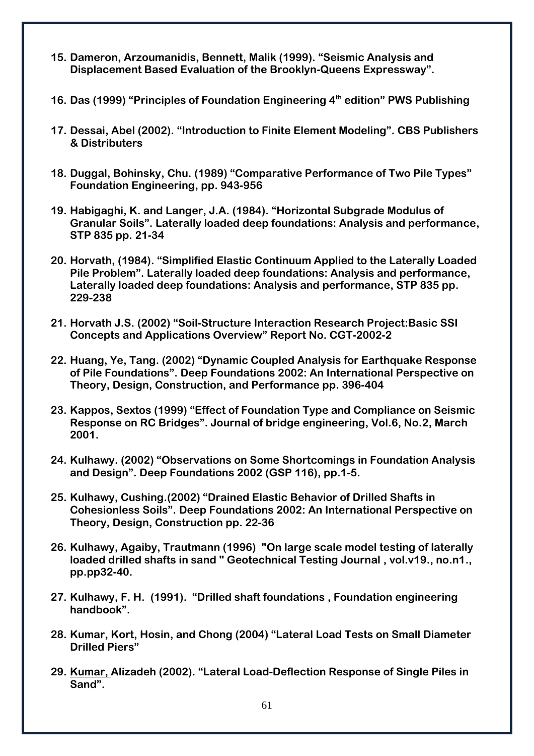15. **Dameron, Arzoumanidis, Bennett, Malik (1999). "Seismic Analysis and Displacement Based Evaluation of the Brooklyn-Queens Expressway".**

16. **Das (1999) "Principles of Foundation Engineering 4th edition" PWS Publishing**

17. **Dessai, Abel (2002). "Introduction to Finite Element Modeling". CBS Publishers & Distributers**

18. **Duggal, Bohinsky, Chu. (1989) "Comparative Performance of Two Pile Types" Foundation Engineering, pp. 943-956**

19. **Habigaghi, K. and Langer, J.A. (1984). "Horizontal Subgrade Modulus of Granular Soils". Laterally loaded deep foundations: Analysis and performance, STP 835 pp. 21-34**

20. **Horvath, (1984). "Simplified Elastic Continuum Applied to the Laterally Loaded Pile Problem". Laterally loaded deep foundations: Analysis and performance, Laterally loaded deep foundations: Analysis and performance, STP 835 pp. 229-238**

21. **Horvath J.S. (2002) "Soil-Structure Interaction Research Project:Basic SSI Concepts and Applications Overview" Report No. CGT-2002-2**

22. **Huang, Ye, Tang. (2002) "Dynamic Coupled Analysis for Earthquake Response of Pile Foundations". Deep Foundations 2002: An International Perspective on Theory, Design, Construction, and Performance pp. 396-404**

23. **Kappos, Sextos (1999) "Effect of Foundation Type and Compliance on Seismic Response on RC Bridges". Journal of bridge engineering, Vol.6, No.2, March 2001.**

24. **Kulhawy. (2002) "Observations on Some Shortcomings in Foundation Analysis and Design". Deep Foundations 2002 (GSP 116), pp.1-5.**

25. **Kulhawy, Cushing.(2002) "Drained Elastic Behavior of Drilled Shafts in Cohesionless Soils". Deep Foundations 2002: An International Perspective on Theory, Design, Construction pp. 22-36**

26. **Kulhawy, Agaiby, Trautmann (1996) "On large scale model testing of laterally loaded drilled shafts in sand " Geotechnical Testing Journal , vol.v19., no.n1., pp.pp32-40.**

27. **Kulhawy, F. H. (1991). "Drilled shaft foundations , Foundation engineering handbook".**

28. **Kumar, Kort, Hosin, and Chong (2004) "Lateral Load Tests on Small Diameter Drilled Piers"**

29. **Kumar, Alizadeh (2002). "Lateral Load-Deflection Response of Single Piles in Sand".**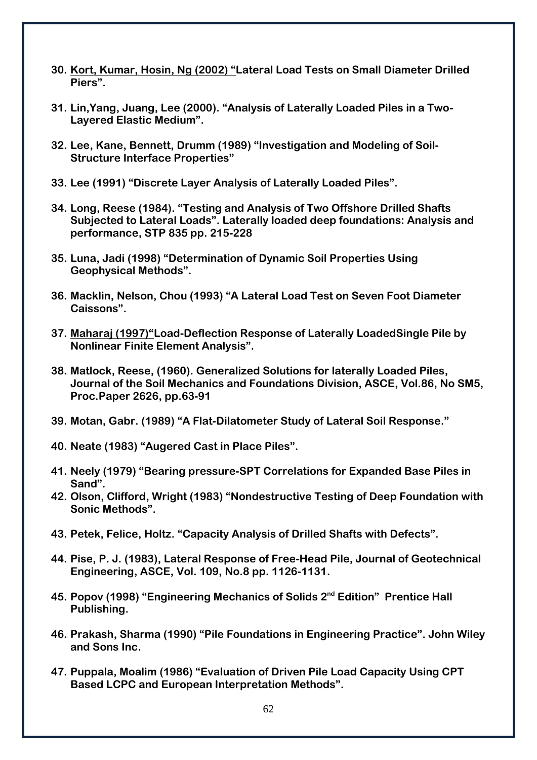30. Kort, Kumar, Hosin, Ng (2002) "Lateral Load Tests on Small Diameter Drilled Piers".

31. Lin,Yang, Juang, Lee (2000). "Analysis of Laterally Loaded Piles in a Two-Layered Elastic Medium".

32. Lee, Kane, Bennett, Drumm (1989) "Investigation and Modeling of Soil-Structure Interface Properties"

33. Lee (1991) "Discrete Layer Analysis of Laterally Loaded Piles".

34. Long, Reese (1984). "Testing and Analysis of Two Offshore Drilled Shafts Subjected to Lateral Loads". Laterally loaded deep foundations: Analysis and performance, STP 835 pp. 215-228

35. Luna, Jadi (1998) "Determination of Dynamic Soil Properties Using Geophysical Methods".

36. Macklin, Nelson, Chou (1993) "A Lateral Load Test on Seven Foot Diameter Caissons".

37. Maharaj (1997)"Load-Deflection Response of Laterally LoadedSingle Pile by Nonlinear Finite Element Analysis".

38. Matlock, Reese, (1960). Generalized Solutions for laterally Loaded Piles, Journal of the Soil Mechanics and Foundations Division, ASCE, Vol.86, No SM5, Proc.Paper 2626, pp.63-91

39. Motan, Gabr. (1989) "A Flat-Dilatometer Study of Lateral Soil Response."

40. Neate (1983) "Augered Cast in Place Piles".

41. Neely (1979) "Bearing pressure-SPT Correlations for Expanded Base Piles in Sand".

42. Olson, Clifford, Wright (1983) "Nondestructive Testing of Deep Foundation with Sonic Methods".

43. Petek, Felice, Holtz. "Capacity Analysis of Drilled Shafts with Defects".

44. Pise, P. J. (1983), Lateral Response of Free-Head Pile, Journal of Geotechnical Engineering, ASCE, Vol. 109, No.8 pp. 1126-1131.

45. Popov (1998) "Engineering Mechanics of Solids 2nd Edition" Prentice Hall Publishing.

46. Prakash, Sharma (1990) "Pile Foundations in Engineering Practice". John Wiley and Sons Inc.

47. Puppala, Moalim (1986) "Evaluation of Driven Pile Load Capacity Using CPT Based LCPC and European Interpretation Methods".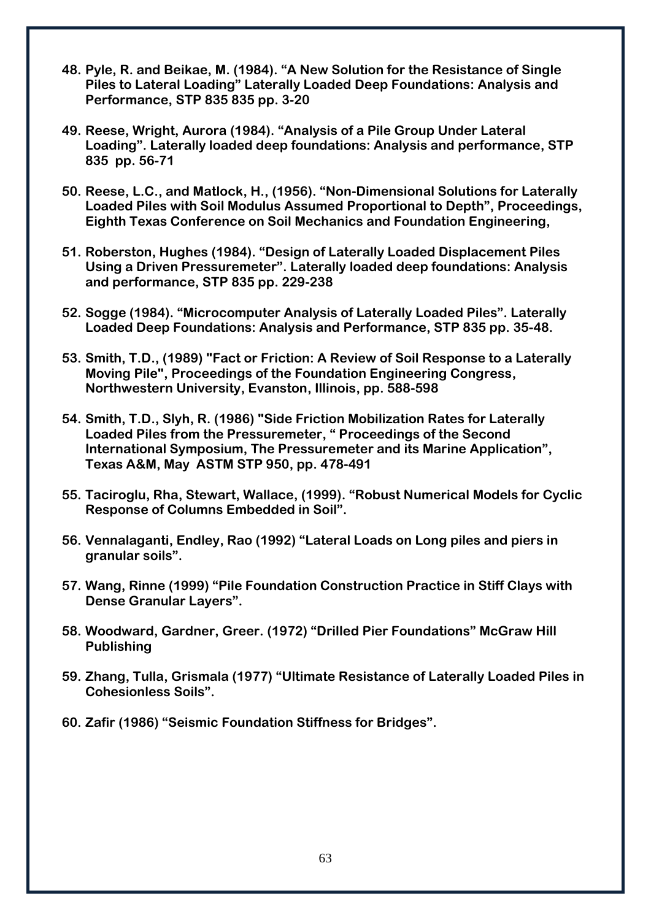48. **Pyle, R. and Beikae, M. (1984). "A New Solution for the Resistance of Single Piles to Lateral Loading" Laterally Loaded Deep Foundations: Analysis and Performance, STP 835 835 pp. 3-20**

49. **Reese, Wright, Aurora (1984). "Analysis of a Pile Group Under Lateral Loading". Laterally loaded deep foundations: Analysis and performance, STP 835 pp. 56-71**

50. **Reese, L.C., and Matlock, H., (1956). "Non-Dimensional Solutions for Laterally Loaded Piles with Soil Modulus Assumed Proportional to Depth", Proceedings, Eighth Texas Conference on Soil Mechanics and Foundation Engineering,**

51. **Roberston, Hughes (1984). "Design of Laterally Loaded Displacement Piles Using a Driven Pressuremeter". Laterally loaded deep foundations: Analysis and performance, STP 835 pp. 229-238**

52. **Sogge (1984). "Microcomputer Analysis of Laterally Loaded Piles". Laterally Loaded Deep Foundations: Analysis and Performance, STP 835 pp. 35-48.**

53. **Smith, T.D., (1989) "Fact or Friction: A Review of Soil Response to a Laterally Moving Pile", Proceedings of the Foundation Engineering Congress, Northwestern University, Evanston, Illinois, pp. 588-598**

54. **Smith, T.D., Slyh, R. (1986) "Side Friction Mobilization Rates for Laterally Loaded Piles from the Pressuremeter, " Proceedings of the Second International Symposium, The Pressuremeter and its Marine Application", Texas A&M, May ASTM STP 950, pp. 478-491**

55. **Taciroglu, Rha, Stewart, Wallace, (1999). "Robust Numerical Models for Cyclic Response of Columns Embedded in Soil".**

56. **Vennalaganti, Endley, Rao (1992) "Lateral Loads on Long piles and piers in granular soils".**

57. **Wang, Rinne (1999) "Pile Foundation Construction Practice in Stiff Clays with Dense Granular Layers".**

58. **Woodward, Gardner, Greer. (1972) "Drilled Pier Foundations" McGraw Hill Publishing**

59. **Zhang, Tulla, Grismala (1977) "Ultimate Resistance of Laterally Loaded Piles in Cohesionless Soils".**

60. **Zafir (1986) "Seismic Foundation Stiffness for Bridges".**